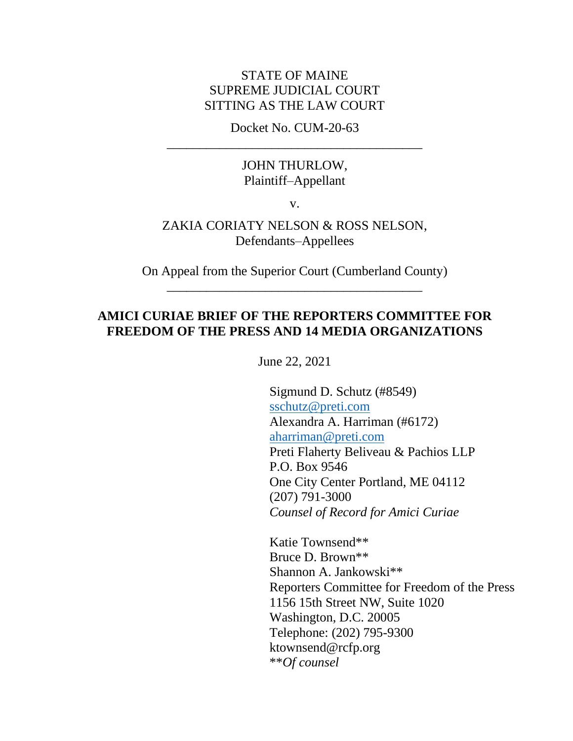STATE OF MAINE
SUPREME JUDICIAL COURT
SITTING AS THE LAW COURT

Docket No. CUM-20-63

---

JOHN THURLOW,
Plaintiff–Appellant

v.

ZAKIA CORIATY NELSON & ROSS NELSON,
Defendants–Appellees

On Appeal from the Superior Court (Cumberland County)

---

**AMICI CURIAE BRIEF OF THE REPORTERS COMMITTEE FOR FREEDOM OF THE PRESS AND 14 MEDIA ORGANIZATIONS**

June 22, 2021

Sigmund D. Schutz (#8549)
sschutz@preti.com
Alexandra A. Harriman (#6172)
aharriman@preti.com
Preti Flaherty Beliveau & Pachios LLP
P.O. Box 9546
One City Center Portland, ME 04112
(207) 791-3000
*Counsel of Record for Amici Curiae*

Katie Townsend**
Bruce D. Brown**
Shannon A. Jankowski**
Reporters Committee for Freedom of the Press
1156 15th Street NW, Suite 1020
Washington, D.C. 20005
Telephone: (202) 795-9300
ktownsend@rcfp.org
***Of counsel*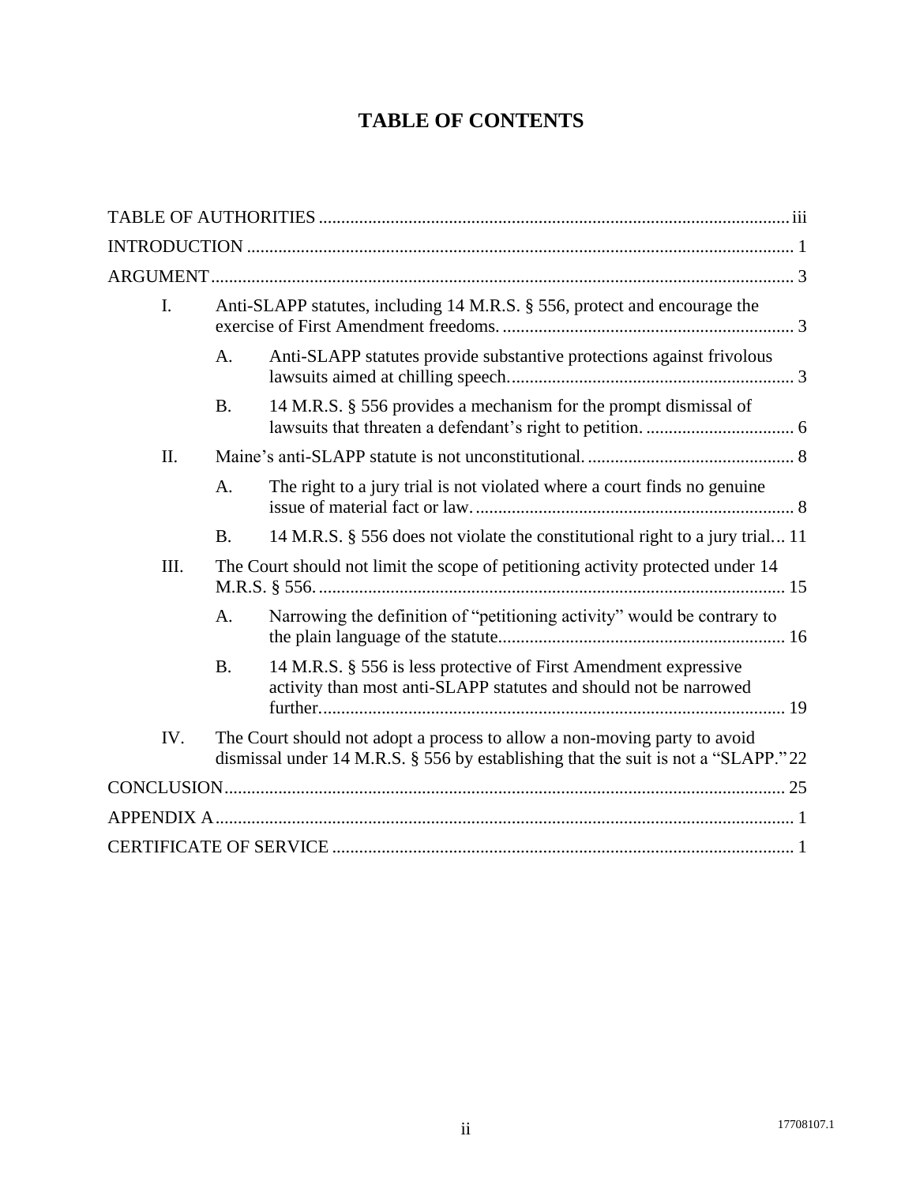# TABLE OF CONTENTS

TABLE OF AUTHORITIES ........................................................................................................ iii

INTRODUCTION ........................................................................................................................ 1

ARGUMENT ................................................................................................................................ 3

- I. Anti-SLAPP statutes, including 14 M.R.S. § 556, protect and encourage the exercise of First Amendment freedoms. ................................................................. 3
  - A. Anti-SLAPP statutes provide substantive protections against frivolous lawsuits aimed at chilling speech. .............................................................. 3
  - B. 14 M.R.S. § 556 provides a mechanism for the prompt dismissal of lawsuits that threaten a defendant's right to petition. ................................. 6
- II. Maine's anti-SLAPP statute is not unconstitutional. .............................................. 8
  - A. The right to a jury trial is not violated where a court finds no genuine issue of material fact or law. ....................................................................... 8
  - B. 14 M.R.S. § 556 does not violate the constitutional right to a jury trial... 11
- III. The Court should not limit the scope of petitioning activity protected under 14 M.R.S. § 556. ....................................................................................................... 15
  - A. Narrowing the definition of "petitioning activity" would be contrary to the plain language of the statute................................................................ 16
  - B. 14 M.R.S. § 556 is less protective of First Amendment expressive activity than most anti-SLAPP statutes and should not be narrowed further....................................................................................................... 19
- IV. The Court should not adopt a process to allow a non-moving party to avoid dismissal under 14 M.R.S. § 556 by establishing that the suit is not a "SLAPP." 22

CONCLUSION ............................................................................................................................ 25

APPENDIX A ................................................................................................................................ 1

CERTIFICATE OF SERVICE ...................................................................................................... 1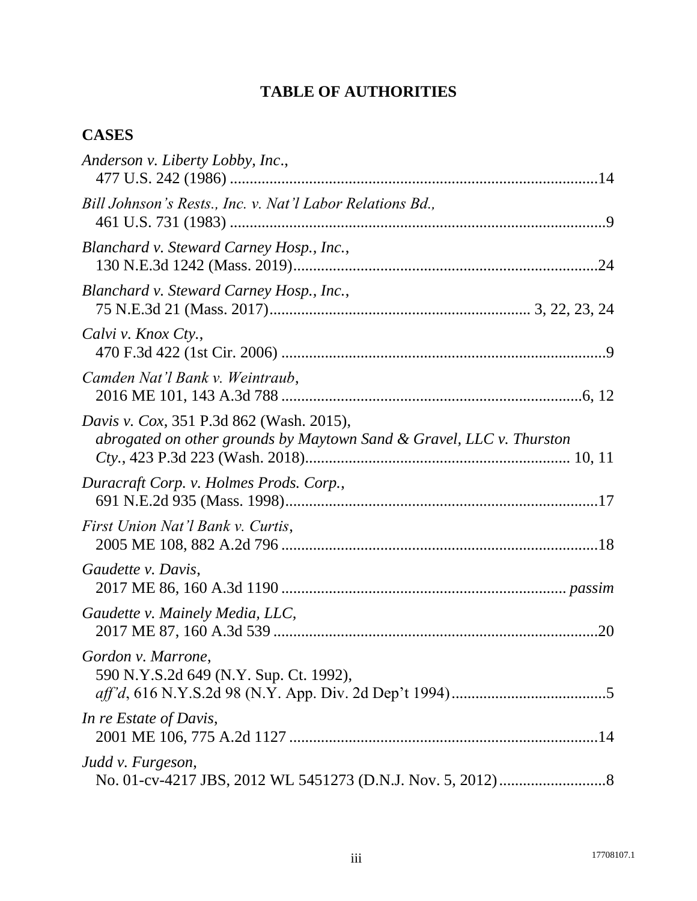# TABLE OF AUTHORITIES

## CASES

*Anderson v. Liberty Lobby, Inc.*,
477 U.S. 242 (1986) ............................................................................................14

*Bill Johnson's Rests., Inc. v. Nat'l Labor Relations Bd.*,
461 U.S. 731 (1983) ..............................................................................................9

*Blanchard v. Steward Carney Hosp., Inc.*,
130 N.E.3d 1242 (Mass. 2019)............................................................................24

*Blanchard v. Steward Carney Hosp., Inc.*,
75 N.E.3d 21 (Mass. 2017)................................................................ 3, 22, 23, 24

*Calvi v. Knox Cty.*,
470 F.3d 422 (1st Cir. 2006) .................................................................................9

*Camden Nat'l Bank v. Weintraub*,
2016 ME 101, 143 A.3d 788 ............................................................................6, 12

*Davis v. Cox*, 351 P.3d 862 (Wash. 2015),
*abrogated on other grounds by Maytown Sand & Gravel, LLC v. Thurston Cty.*, 423 P.3d 223 (Wash. 2018)................................................................. 10, 11

*Duracraft Corp. v. Holmes Prods. Corp.*,
691 N.E.2d 935 (Mass. 1998)...............................................................................17

*First Union Nat'l Bank v. Curtis*,
2005 ME 108, 882 A.2d 796 ...............................................................................18

*Gaudette v. Davis*,
2017 ME 86, 160 A.3d 1190 ................................................................... *passim*

*Gaudette v. Mainely Media, LLC*,
2017 ME 87, 160 A.3d 539 .................................................................................20

*Gordon v. Marrone*,
590 N.Y.S.2d 649 (N.Y. Sup. Ct. 1992),
*aff'd*, 616 N.Y.S.2d 98 (N.Y. App. Div. 2d Dep't 1994).......................................5

*In re Estate of Davis*,
2001 ME 106, 775 A.2d 1127 ..............................................................................14

*Judd v. Furgeson*,
No. 01-cv-4217 JBS, 2012 WL 5451273 (D.N.J. Nov. 5, 2012)...........................8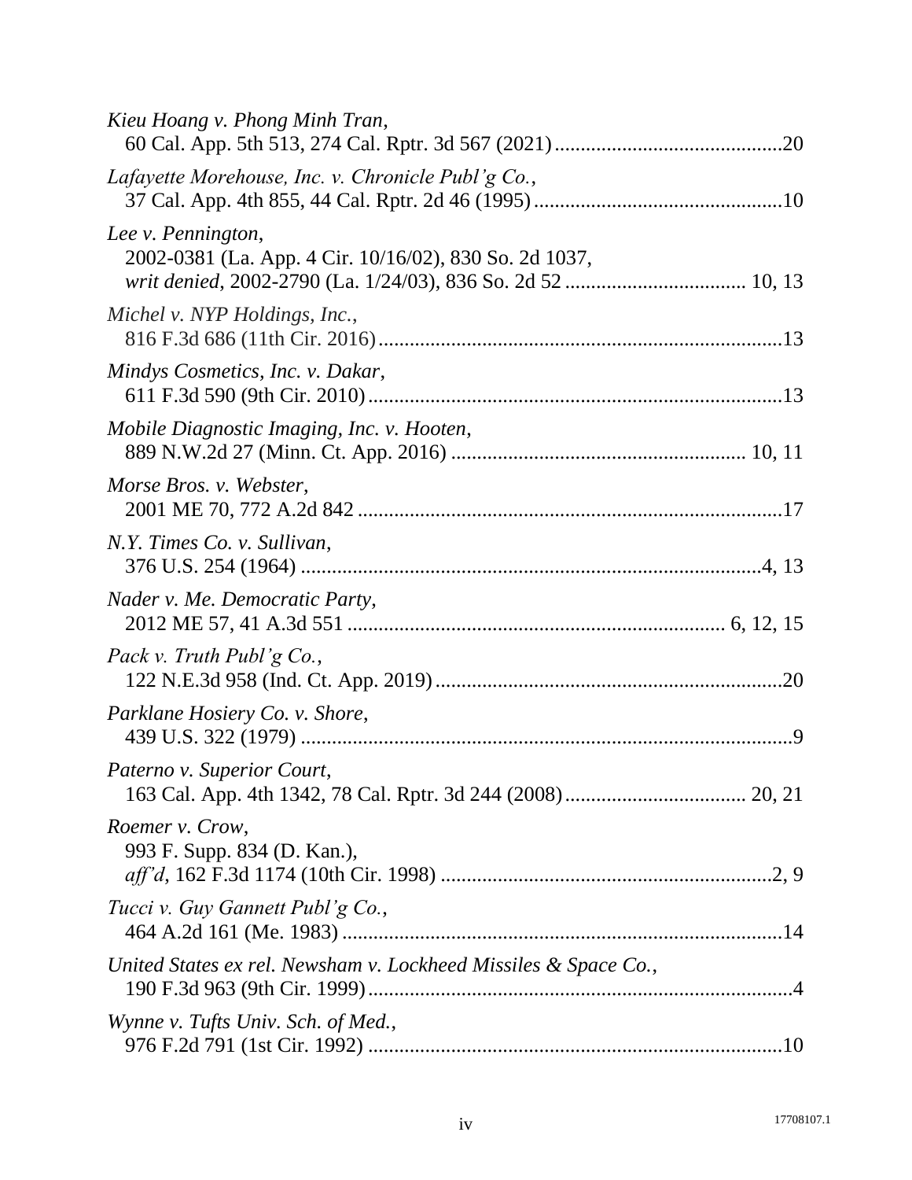*Kieu Hoang v. Phong Minh Tran*,
60 Cal. App. 5th 513, 274 Cal. Rptr. 3d 567 (2021) ............................................ 20

*Lafayette Morehouse, Inc. v. Chronicle Publ'g Co.*,
37 Cal. App. 4th 855, 44 Cal. Rptr. 2d 46 (1995) ................................................ 10

*Lee v. Pennington*,
2002-0381 (La. App. 4 Cir. 10/16/02), 830 So. 2d 1037,
*writ denied*, 2002-2790 (La. 1/24/03), 836 So. 2d 52 .................................. 10, 13

*Michel v. NYP Holdings, Inc.*,
816 F.3d 686 (11th Cir. 2016) ............................................................................. 13

*Mindys Cosmetics, Inc. v. Dakar*,
611 F.3d 590 (9th Cir. 2010) ............................................................................... 13

*Mobile Diagnostic Imaging, Inc. v. Hooten*,
889 N.W.2d 27 (Minn. Ct. App. 2016) ........................................................ 10, 11

*Morse Bros. v. Webster*,
2001 ME 70, 772 A.2d 842 ................................................................................. 17

*N.Y. Times Co. v. Sullivan*,
376 U.S. 254 (1964) ......................................................................................... 4, 13

*Nader v. Me. Democratic Party*,
2012 ME 57, 41 A.3d 551 ........................................................................ 6, 12, 15

*Pack v. Truth Publ'g Co.*,
122 N.E.3d 958 (Ind. Ct. App. 2019) .................................................................. 20

*Parklane Hosiery Co. v. Shore*,
439 U.S. 322 (1979) ............................................................................................. 9

*Paterno v. Superior Court*,
163 Cal. App. 4th 1342, 78 Cal. Rptr. 3d 244 (2008) .................................. 20, 21

*Roemer v. Crow*,
993 F. Supp. 834 (D. Kan.),
*aff'd*, 162 F.3d 1174 (10th Cir. 1998) ............................................................... 2, 9

*Tucci v. Guy Gannett Publ'g Co.*,
464 A.2d 161 (Me. 1983) .................................................................................... 14

*United States ex rel. Newsham v. Lockheed Missiles & Space Co.*,
190 F.3d 963 (9th Cir. 1999) ................................................................................. 4

*Wynne v. Tufts Univ. Sch. of Med.*,
976 F.2d 791 (1st Cir. 1992) ................................................................................ 10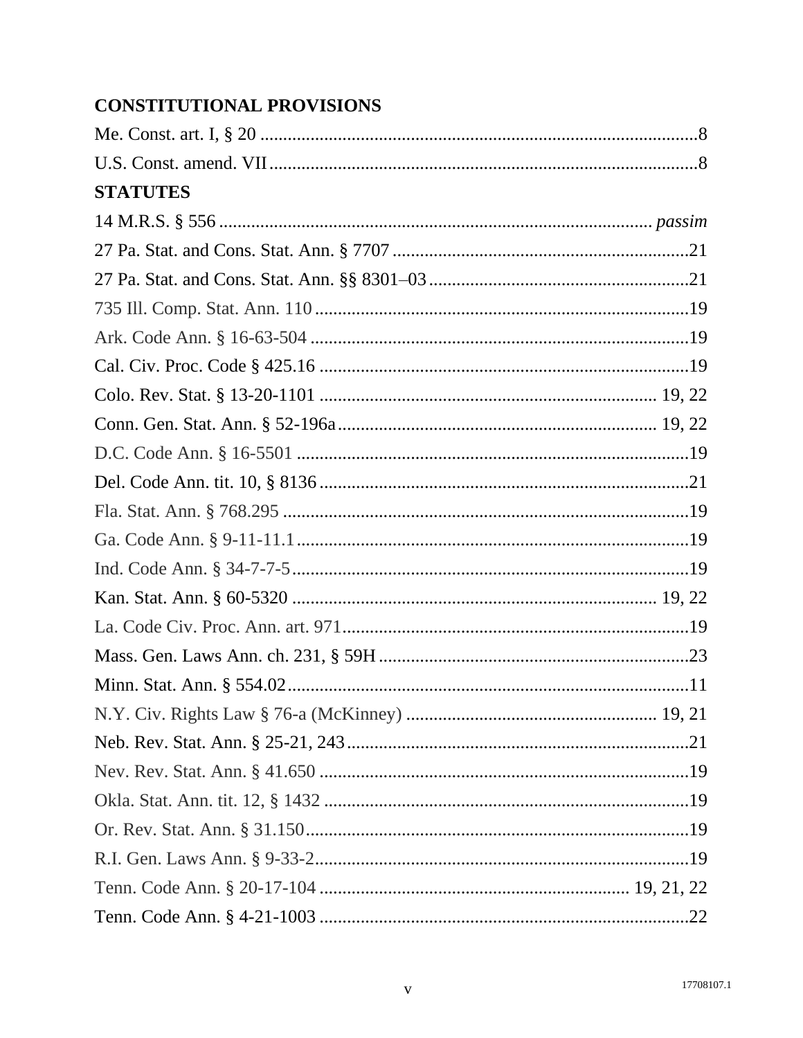## CONSTITUTIONAL PROVISIONS

Me. Const. art. I, § 20 ....................................................................................................8

U.S. Const. amend. VII....................................................................................................8

## STATUTES

14 M.R.S. § 556 ........................................................................................................ *passim*

27 Pa. Stat. and Cons. Stat. Ann. § 7707 ........................................................................21

27 Pa. Stat. and Cons. Stat. Ann. §§ 8301–03 ...................................................................21

735 Ill. Comp. Stat. Ann. 110 .........................................................................................19

Ark. Code Ann. § 16-63-504 ..........................................................................................19

Cal. Civ. Proc. Code § 425.16 .........................................................................................19

Colo. Rev. Stat. § 13-20-1101 ................................................................................... 19, 22

Conn. Gen. Stat. Ann. § 52-196a ................................................................................ 19, 22

D.C. Code Ann. § 16-5501 .............................................................................................19

Del. Code Ann. tit. 10, § 8136 ........................................................................................21

Fla. Stat. Ann. § 768.295 ...............................................................................................19

Ga. Code Ann. § 9-11-11.1 ............................................................................................19

Ind. Code Ann. § 34-7-7-5 ..............................................................................................19

Kan. Stat. Ann. § 60-5320 ........................................................................................ 19, 22

La. Code Civ. Proc. Ann. art. 971 ...................................................................................19

Mass. Gen. Laws Ann. ch. 231, § 59H ............................................................................23

Minn. Stat. Ann. § 554.02 ..............................................................................................11

N.Y. Civ. Rights Law § 76-a (McKinney) ..................................................................... 19, 21

Neb. Rev. Stat. Ann. § 25-21, 243 ...................................................................................21

Nev. Rev. Stat. Ann. § 41.650 .........................................................................................19

Okla. Stat. Ann. tit. 12, § 1432 ........................................................................................19

Or. Rev. Stat. Ann. § 31.150 ...........................................................................................19

R.I. Gen. Laws Ann. § 9-33-2 .........................................................................................19

Tenn. Code Ann. § 20-17-104 .................................................................................. 19, 21, 22

Tenn. Code Ann. § 4-21-1003 .........................................................................................22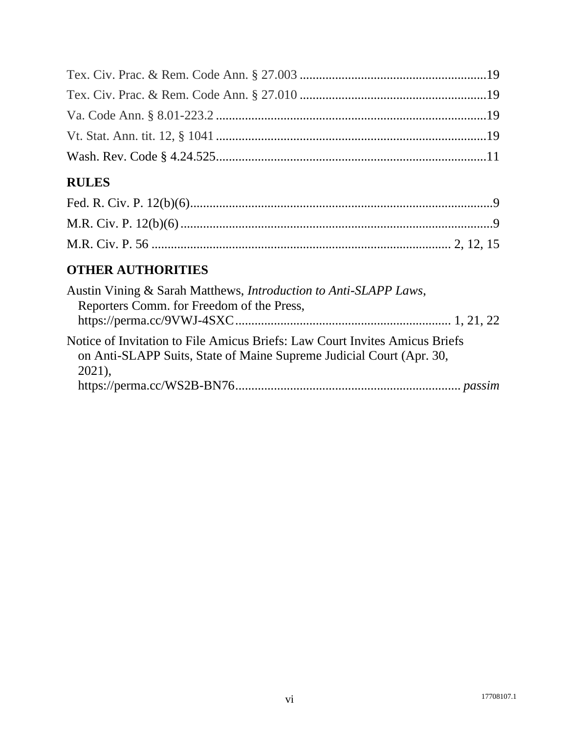Tex. Civ. Prac. & Rem. Code Ann. § 27.003 ..........................................................19

Tex. Civ. Prac. & Rem. Code Ann. § 27.010 ..........................................................19

Va. Code Ann. § 8.01-223.2 .....................................................................................19

Vt. Stat. Ann. tit. 12, § 1041 .....................................................................................19

Wash. Rev. Code § 4.24.525.....................................................................................11

## RULES

Fed. R. Civ. P. 12(b)(6)...............................................................................................9

M.R. Civ. P. 12(b)(6) ..................................................................................................9

M.R. Civ. P. 56 ........................................................................................... 2, 12, 15

## OTHER AUTHORITIES

Austin Vining & Sarah Matthews, *Introduction to Anti-SLAPP Laws*, Reporters Comm. for Freedom of the Press, https://perma.cc/9VWJ-4SXC.................................................................. 1, 21, 22

Notice of Invitation to File Amicus Briefs: Law Court Invites Amicus Briefs on Anti-SLAPP Suits, State of Maine Supreme Judicial Court (Apr. 30, 2021), https://perma.cc/WS2B-BN76...................................................................... *passim*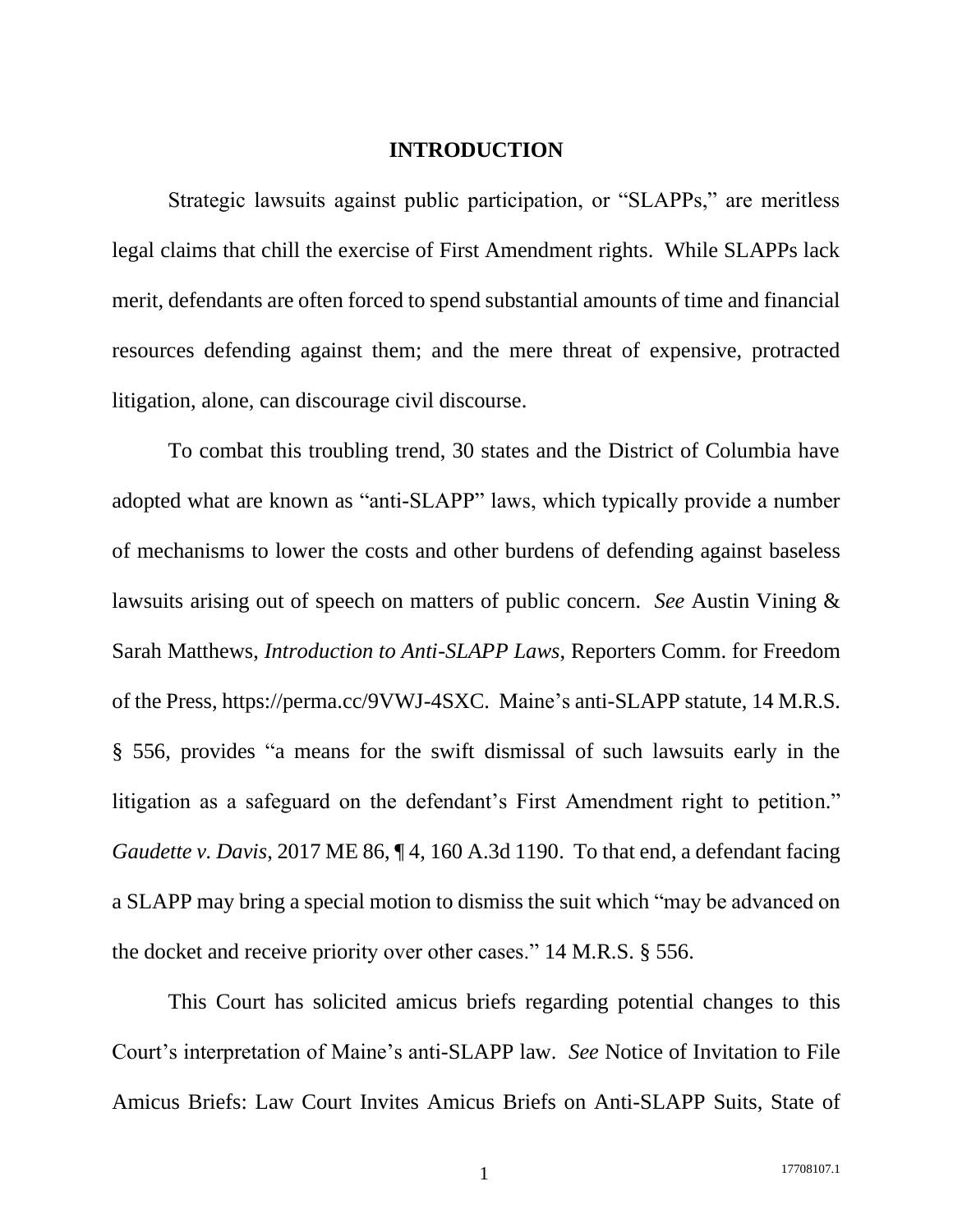## INTRODUCTION

Strategic lawsuits against public participation, or "SLAPPs," are meritless legal claims that chill the exercise of First Amendment rights. While SLAPPs lack merit, defendants are often forced to spend substantial amounts of time and financial resources defending against them; and the mere threat of expensive, protracted litigation, alone, can discourage civil discourse.

To combat this troubling trend, 30 states and the District of Columbia have adopted what are known as "anti-SLAPP" laws, which typically provide a number of mechanisms to lower the costs and other burdens of defending against baseless lawsuits arising out of speech on matters of public concern. *See* Austin Vining & Sarah Matthews, *Introduction to Anti-SLAPP Laws*, Reporters Comm. for Freedom of the Press, https://perma.cc/9VWJ-4SXC. Maine's anti-SLAPP statute, 14 M.R.S. § 556, provides "a means for the swift dismissal of such lawsuits early in the litigation as a safeguard on the defendant's First Amendment right to petition." *Gaudette v. Davis*, 2017 ME 86, ¶ 4, 160 A.3d 1190. To that end, a defendant facing a SLAPP may bring a special motion to dismiss the suit which "may be advanced on the docket and receive priority over other cases." 14 M.R.S. § 556.

This Court has solicited amicus briefs regarding potential changes to this Court's interpretation of Maine's anti-SLAPP law. *See* Notice of Invitation to File Amicus Briefs: Law Court Invites Amicus Briefs on Anti-SLAPP Suits, State of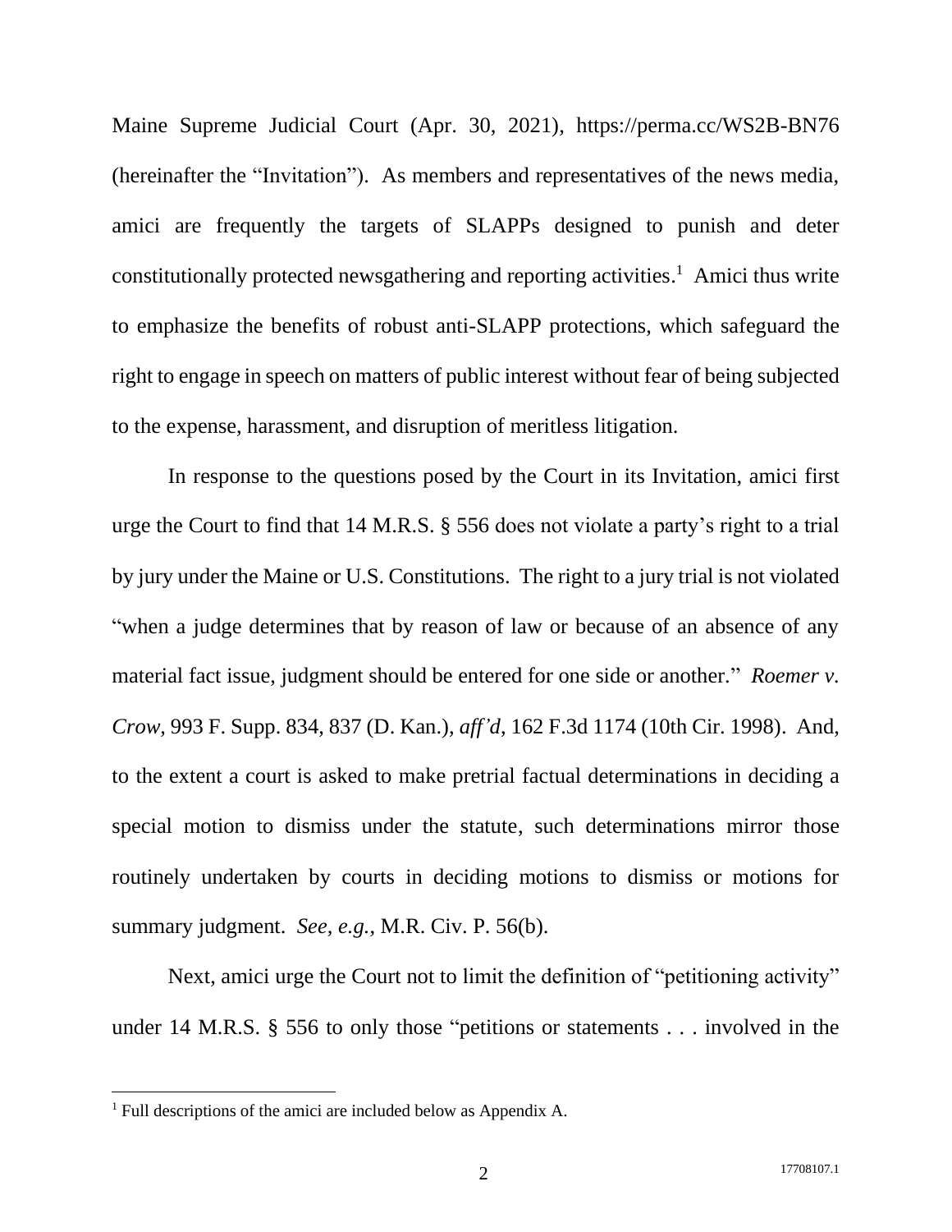Maine Supreme Judicial Court (Apr. 30, 2021), https://perma.cc/WS2B-BN76 (hereinafter the "Invitation"). As members and representatives of the news media, amici are frequently the targets of SLAPPs designed to punish and deter constitutionally protected newsgathering and reporting activities.[1] Amici thus write to emphasize the benefits of robust anti-SLAPP protections, which safeguard the right to engage in speech on matters of public interest without fear of being subjected to the expense, harassment, and disruption of meritless litigation.

In response to the questions posed by the Court in its Invitation, amici first urge the Court to find that 14 M.R.S. § 556 does not violate a party's right to a trial by jury under the Maine or U.S. Constitutions. The right to a jury trial is not violated "when a judge determines that by reason of law or because of an absence of any material fact issue, judgment should be entered for one side or another." *Roemer v. Crow*, 993 F. Supp. 834, 837 (D. Kan.), *aff'd*, 162 F.3d 1174 (10th Cir. 1998). And, to the extent a court is asked to make pretrial factual determinations in deciding a special motion to dismiss under the statute, such determinations mirror those routinely undertaken by courts in deciding motions to dismiss or motions for summary judgment. *See, e.g.*, M.R. Civ. P. 56(b).

Next, amici urge the Court not to limit the definition of "petitioning activity" under 14 M.R.S. § 556 to only those "petitions or statements . . . involved in the

[1] Full descriptions of the amici are included below as Appendix A.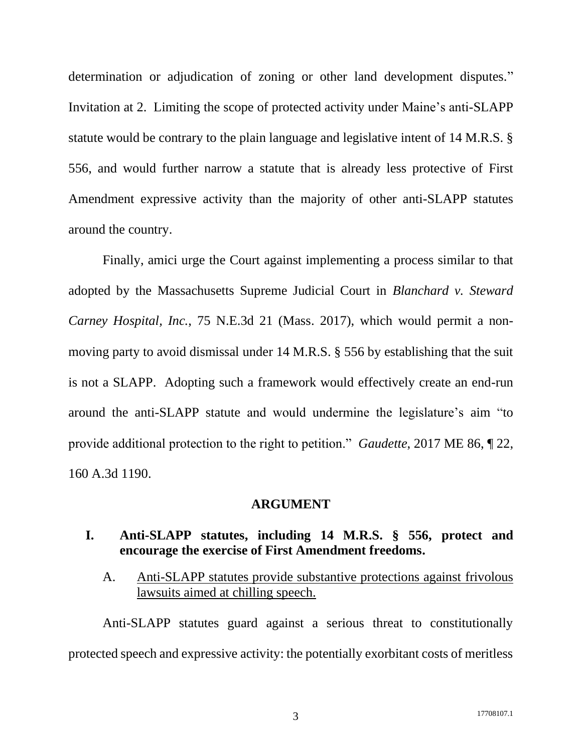determination or adjudication of zoning or other land development disputes." Invitation at 2. Limiting the scope of protected activity under Maine's anti-SLAPP statute would be contrary to the plain language and legislative intent of 14 M.R.S. § 556, and would further narrow a statute that is already less protective of First Amendment expressive activity than the majority of other anti-SLAPP statutes around the country.

Finally, amici urge the Court against implementing a process similar to that adopted by the Massachusetts Supreme Judicial Court in *Blanchard v. Steward Carney Hospital, Inc.*, 75 N.E.3d 21 (Mass. 2017), which would permit a non-moving party to avoid dismissal under 14 M.R.S. § 556 by establishing that the suit is not a SLAPP. Adopting such a framework would effectively create an end-run around the anti-SLAPP statute and would undermine the legislature's aim "to provide additional protection to the right to petition." *Gaudette*, 2017 ME 86, ¶ 22, 160 A.3d 1190.

## ARGUMENT

### I. Anti-SLAPP statutes, including 14 M.R.S. § 556, protect and encourage the exercise of First Amendment freedoms.

#### A. Anti-SLAPP statutes provide substantive protections against frivolous lawsuits aimed at chilling speech.

Anti-SLAPP statutes guard against a serious threat to constitutionally protected speech and expressive activity: the potentially exorbitant costs of meritless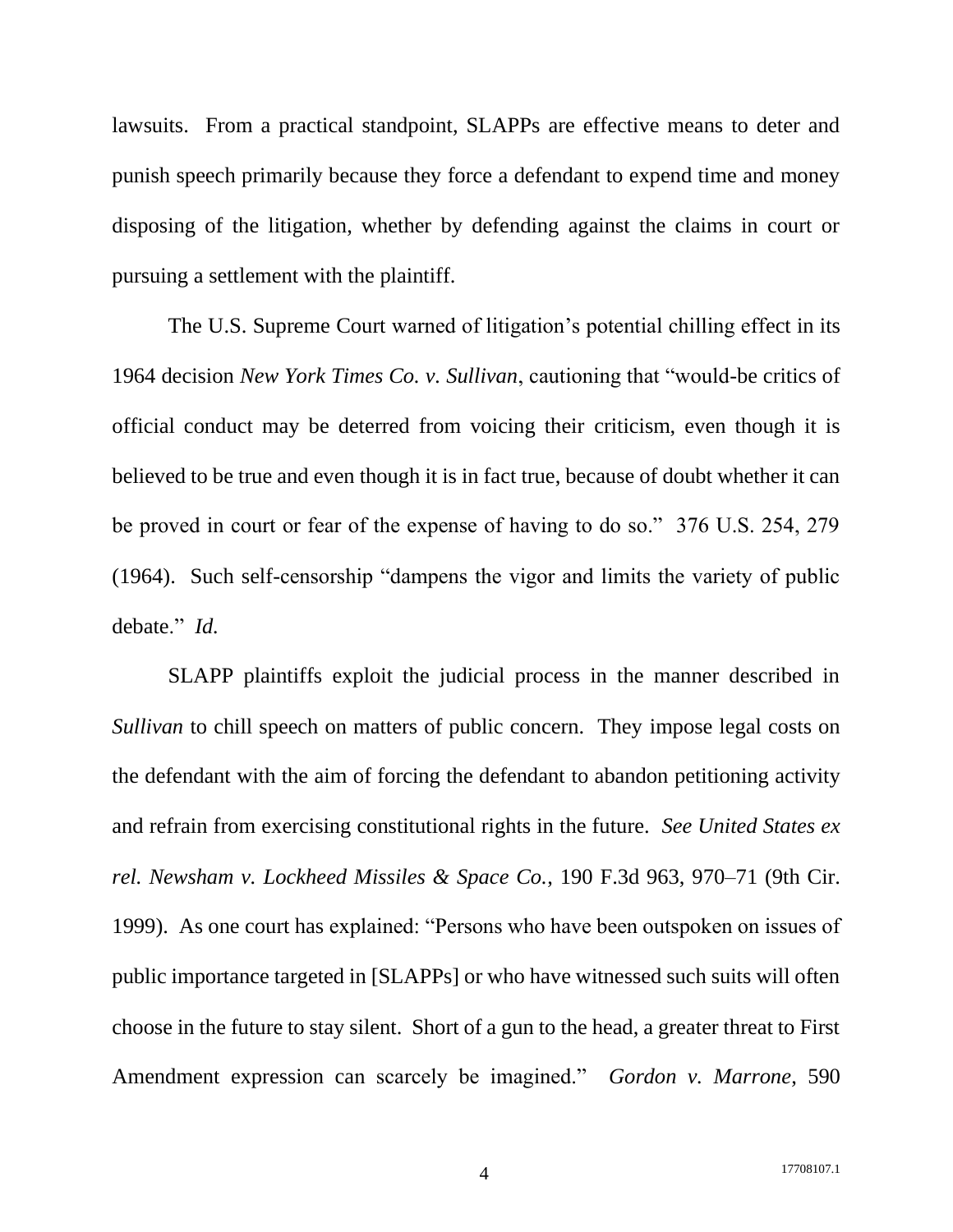lawsuits. From a practical standpoint, SLAPPs are effective means to deter and punish speech primarily because they force a defendant to expend time and money disposing of the litigation, whether by defending against the claims in court or pursuing a settlement with the plaintiff.

The U.S. Supreme Court warned of litigation's potential chilling effect in its 1964 decision *New York Times Co. v. Sullivan*, cautioning that "would-be critics of official conduct may be deterred from voicing their criticism, even though it is believed to be true and even though it is in fact true, because of doubt whether it can be proved in court or fear of the expense of having to do so." 376 U.S. 254, 279 (1964). Such self-censorship "dampens the vigor and limits the variety of public debate." *Id.*

SLAPP plaintiffs exploit the judicial process in the manner described in *Sullivan* to chill speech on matters of public concern. They impose legal costs on the defendant with the aim of forcing the defendant to abandon petitioning activity and refrain from exercising constitutional rights in the future. *See United States ex rel. Newsham v. Lockheed Missiles & Space Co.*, 190 F.3d 963, 970–71 (9th Cir. 1999). As one court has explained: "Persons who have been outspoken on issues of public importance targeted in [SLAPPs] or who have witnessed such suits will often choose in the future to stay silent. Short of a gun to the head, a greater threat to First Amendment expression can scarcely be imagined." *Gordon v. Marrone*, 590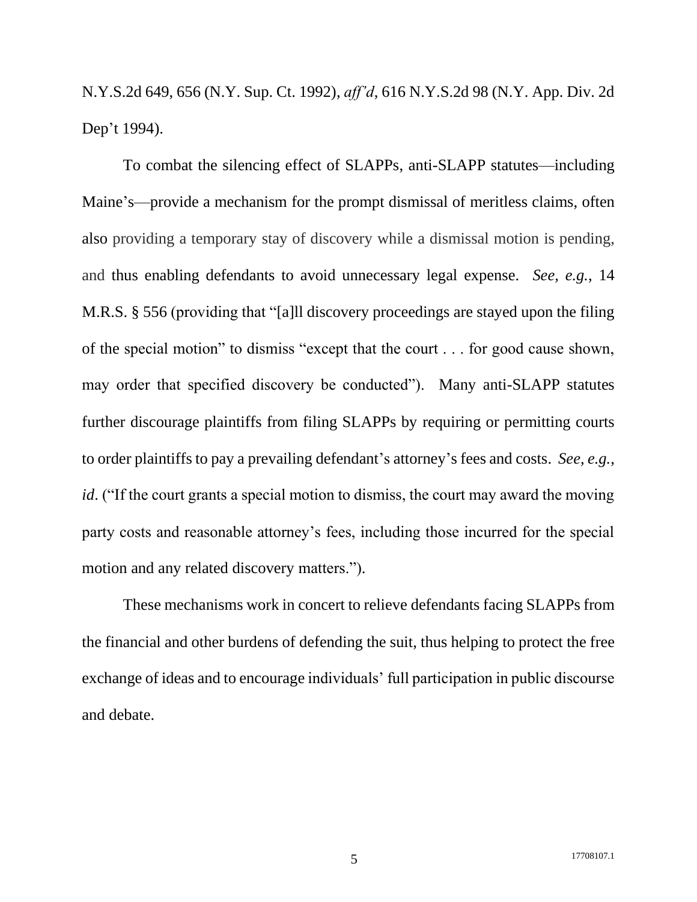N.Y.S.2d 649, 656 (N.Y. Sup. Ct. 1992), *aff'd*, 616 N.Y.S.2d 98 (N.Y. App. Div. 2d Dep't 1994).

To combat the silencing effect of SLAPPs, anti-SLAPP statutes—including Maine's—provide a mechanism for the prompt dismissal of meritless claims, often also providing a temporary stay of discovery while a dismissal motion is pending, and thus enabling defendants to avoid unnecessary legal expense. *See, e.g.*, 14 M.R.S. § 556 (providing that "[a]ll discovery proceedings are stayed upon the filing of the special motion" to dismiss "except that the court . . . for good cause shown, may order that specified discovery be conducted"). Many anti-SLAPP statutes further discourage plaintiffs from filing SLAPPs by requiring or permitting courts to order plaintiffs to pay a prevailing defendant's attorney's fees and costs. *See, e.g.*, *id*. ("If the court grants a special motion to dismiss, the court may award the moving party costs and reasonable attorney's fees, including those incurred for the special motion and any related discovery matters.").

These mechanisms work in concert to relieve defendants facing SLAPPs from the financial and other burdens of defending the suit, thus helping to protect the free exchange of ideas and to encourage individuals' full participation in public discourse and debate.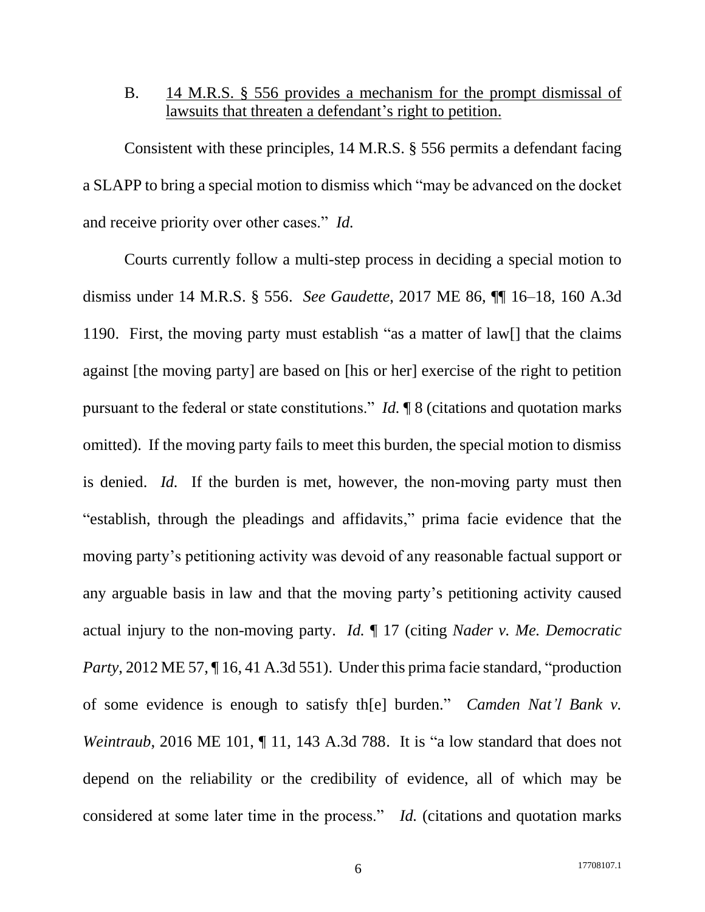### B. <u>14 M.R.S. § 556 provides a mechanism for the prompt dismissal of lawsuits that threaten a defendant's right to petition.</u>

Consistent with these principles, 14 M.R.S. § 556 permits a defendant facing a SLAPP to bring a special motion to dismiss which "may be advanced on the docket and receive priority over other cases." *Id.*

Courts currently follow a multi-step process in deciding a special motion to dismiss under 14 M.R.S. § 556. *See Gaudette*, 2017 ME 86, ¶¶ 16–18, 160 A.3d 1190. First, the moving party must establish "as a matter of law[] that the claims against [the moving party] are based on [his or her] exercise of the right to petition pursuant to the federal or state constitutions." *Id.* ¶ 8 (citations and quotation marks omitted). If the moving party fails to meet this burden, the special motion to dismiss is denied. *Id.* If the burden is met, however, the non-moving party must then "establish, through the pleadings and affidavits," prima facie evidence that the moving party's petitioning activity was devoid of any reasonable factual support or any arguable basis in law and that the moving party's petitioning activity caused actual injury to the non-moving party. *Id.* ¶ 17 (citing *Nader v. Me. Democratic Party*, 2012 ME 57, ¶ 16, 41 A.3d 551). Under this prima facie standard, "production of some evidence is enough to satisfy th[e] burden." *Camden Nat'l Bank v. Weintraub*, 2016 ME 101, ¶ 11, 143 A.3d 788. It is "a low standard that does not depend on the reliability or the credibility of evidence, all of which may be considered at some later time in the process." *Id.* (citations and quotation marks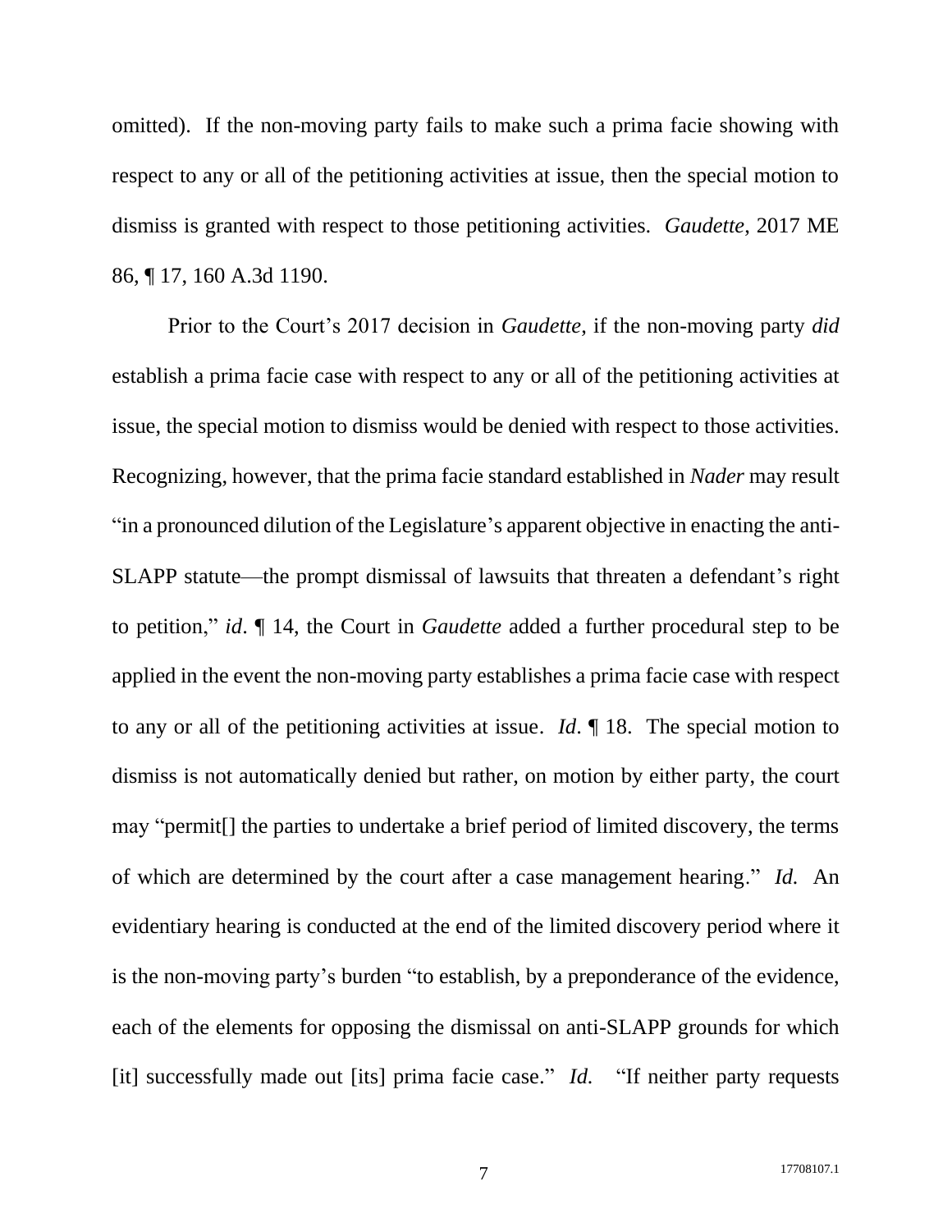omitted). If the non-moving party fails to make such a prima facie showing with respect to any or all of the petitioning activities at issue, then the special motion to dismiss is granted with respect to those petitioning activities. *Gaudette*, 2017 ME 86, ¶ 17, 160 A.3d 1190.

Prior to the Court's 2017 decision in *Gaudette,* if the non-moving party *did* establish a prima facie case with respect to any or all of the petitioning activities at issue, the special motion to dismiss would be denied with respect to those activities. Recognizing, however, that the prima facie standard established in *Nader* may result "in a pronounced dilution of the Legislature's apparent objective in enacting the anti-SLAPP statute—the prompt dismissal of lawsuits that threaten a defendant's right to petition," *id*. ¶ 14, the Court in *Gaudette* added a further procedural step to be applied in the event the non-moving party establishes a prima facie case with respect to any or all of the petitioning activities at issue. *Id*. ¶ 18. The special motion to dismiss is not automatically denied but rather, on motion by either party, the court may "permit[] the parties to undertake a brief period of limited discovery, the terms of which are determined by the court after a case management hearing." *Id.* An evidentiary hearing is conducted at the end of the limited discovery period where it is the non-moving party's burden "to establish, by a preponderance of the evidence, each of the elements for opposing the dismissal on anti-SLAPP grounds for which [it] successfully made out [its] prima facie case." *Id.* "If neither party requests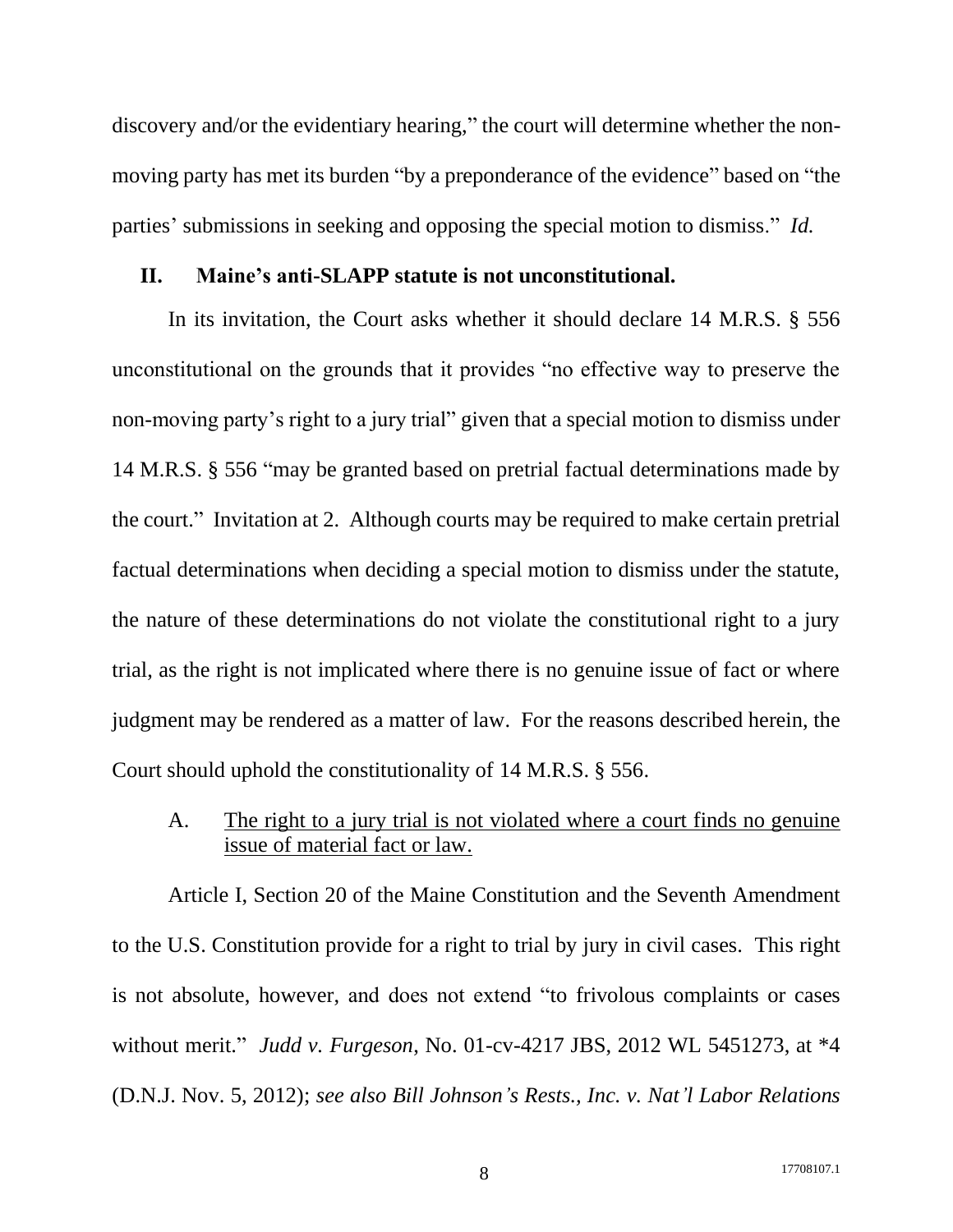discovery and/or the evidentiary hearing," the court will determine whether the non-moving party has met its burden "by a preponderance of the evidence" based on "the parties' submissions in seeking and opposing the special motion to dismiss." *Id.*

## II. Maine's anti-SLAPP statute is not unconstitutional.

In its invitation, the Court asks whether it should declare 14 M.R.S. § 556 unconstitutional on the grounds that it provides "no effective way to preserve the non-moving party's right to a jury trial" given that a special motion to dismiss under 14 M.R.S. § 556 "may be granted based on pretrial factual determinations made by the court." Invitation at 2. Although courts may be required to make certain pretrial factual determinations when deciding a special motion to dismiss under the statute, the nature of these determinations do not violate the constitutional right to a jury trial, as the right is not implicated where there is no genuine issue of fact or where judgment may be rendered as a matter of law. For the reasons described herein, the Court should uphold the constitutionality of 14 M.R.S. § 556.

### A. The right to a jury trial is not violated where a court finds no genuine issue of material fact or law.

Article I, Section 20 of the Maine Constitution and the Seventh Amendment to the U.S. Constitution provide for a right to trial by jury in civil cases. This right is not absolute, however, and does not extend "to frivolous complaints or cases without merit." *Judd v. Furgeson*, No. 01-cv-4217 JBS, 2012 WL 5451273, at *4 (D.N.J. Nov. 5, 2012); *see also Bill Johnson's Rests., Inc. v. Nat'l Labor Relations*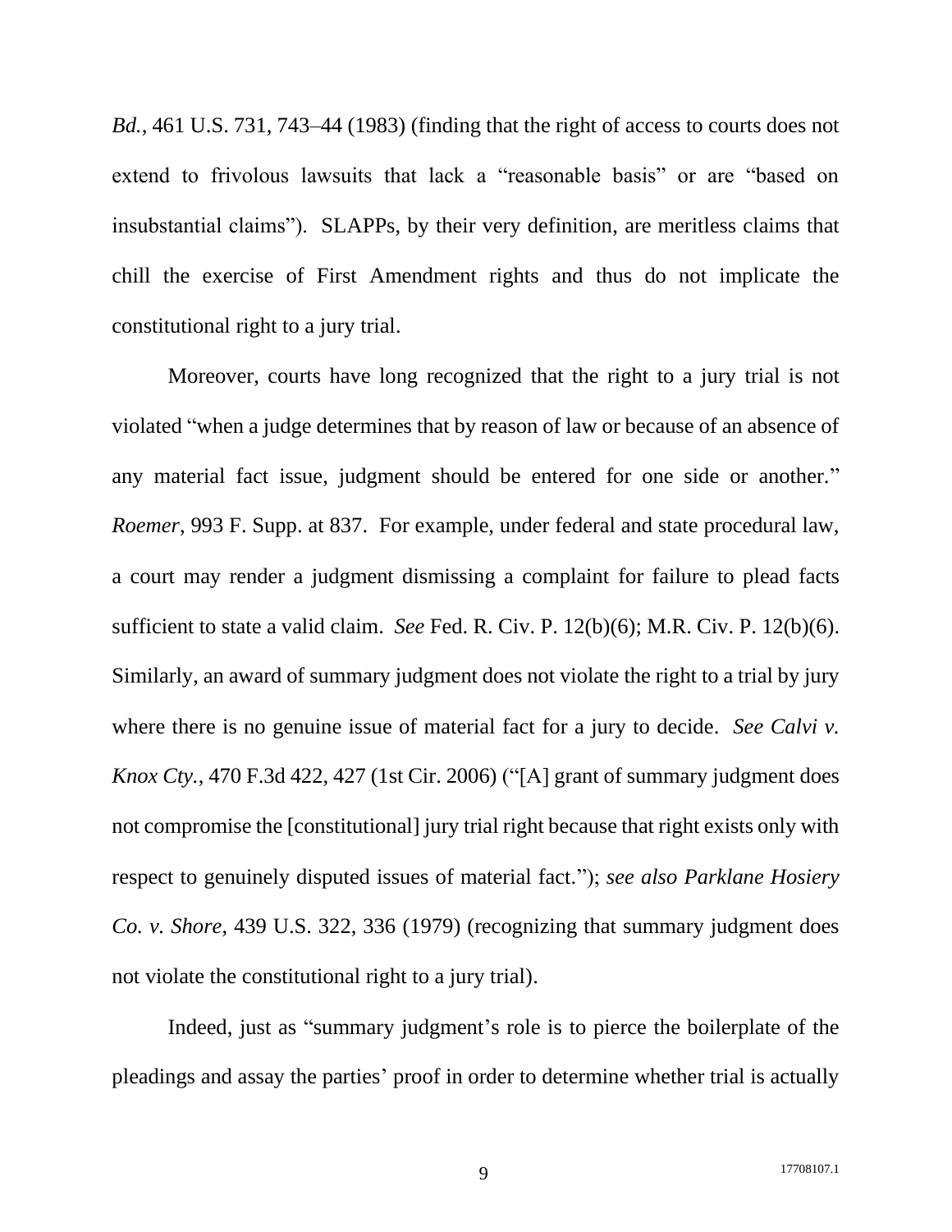*Bd.*, 461 U.S. 731, 743–44 (1983) (finding that the right of access to courts does not extend to frivolous lawsuits that lack a "reasonable basis" or are "based on insubstantial claims"). SLAPPs, by their very definition, are meritless claims that chill the exercise of First Amendment rights and thus do not implicate the constitutional right to a jury trial.

Moreover, courts have long recognized that the right to a jury trial is not violated "when a judge determines that by reason of law or because of an absence of any material fact issue, judgment should be entered for one side or another." *Roemer*, 993 F. Supp. at 837. For example, under federal and state procedural law, a court may render a judgment dismissing a complaint for failure to plead facts sufficient to state a valid claim. *See* Fed. R. Civ. P. 12(b)(6); M.R. Civ. P. 12(b)(6). Similarly, an award of summary judgment does not violate the right to a trial by jury where there is no genuine issue of material fact for a jury to decide. *See Calvi v. Knox Cty.*, 470 F.3d 422, 427 (1st Cir. 2006) ("[A] grant of summary judgment does not compromise the [constitutional] jury trial right because that right exists only with respect to genuinely disputed issues of material fact."); *see also Parklane Hosiery Co. v. Shore*, 439 U.S. 322, 336 (1979) (recognizing that summary judgment does not violate the constitutional right to a jury trial).

Indeed, just as "summary judgment's role is to pierce the boilerplate of the pleadings and assay the parties' proof in order to determine whether trial is actually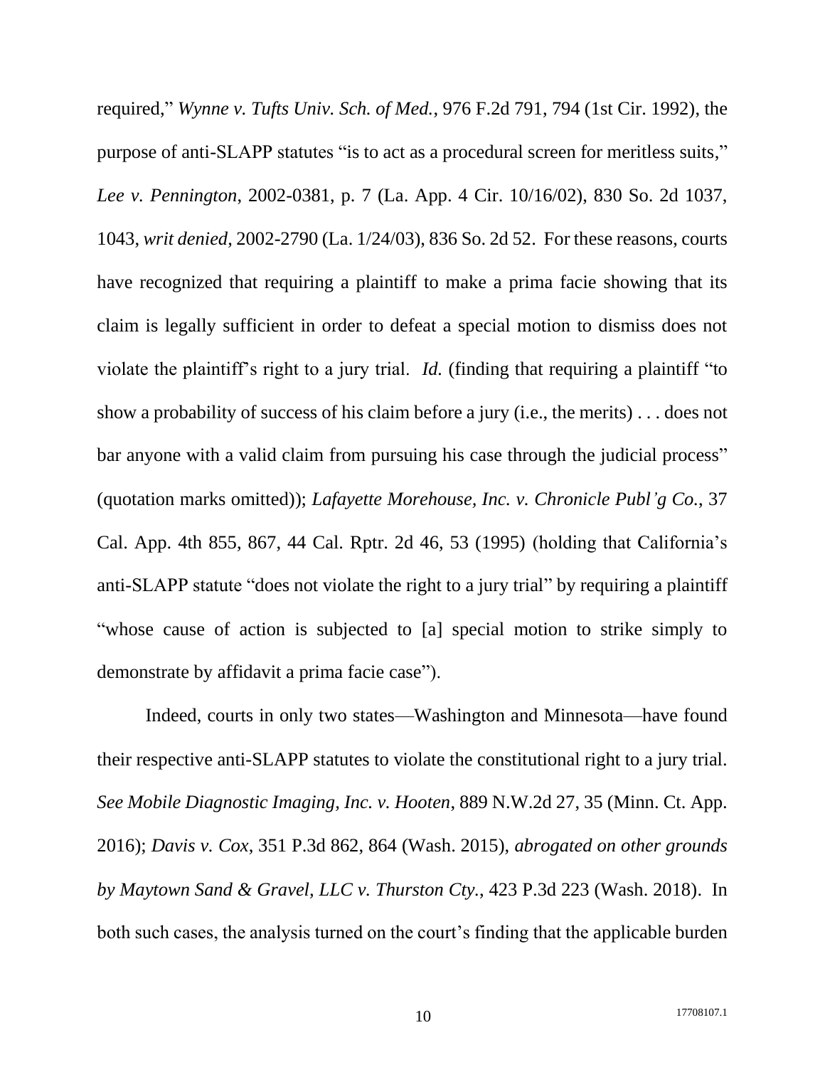required," *Wynne v. Tufts Univ. Sch. of Med.*, 976 F.2d 791, 794 (1st Cir. 1992), the purpose of anti-SLAPP statutes "is to act as a procedural screen for meritless suits," *Lee v. Pennington*, 2002-0381, p. 7 (La. App. 4 Cir. 10/16/02), 830 So. 2d 1037, 1043, *writ denied*, 2002-2790 (La. 1/24/03), 836 So. 2d 52. For these reasons, courts have recognized that requiring a plaintiff to make a prima facie showing that its claim is legally sufficient in order to defeat a special motion to dismiss does not violate the plaintiff's right to a jury trial. *Id.* (finding that requiring a plaintiff "to show a probability of success of his claim before a jury (i.e., the merits) . . . does not bar anyone with a valid claim from pursuing his case through the judicial process" (quotation marks omitted)); *Lafayette Morehouse, Inc. v. Chronicle Publ'g Co.*, 37 Cal. App. 4th 855, 867, 44 Cal. Rptr. 2d 46, 53 (1995) (holding that California's anti-SLAPP statute "does not violate the right to a jury trial" by requiring a plaintiff "whose cause of action is subjected to [a] special motion to strike simply to demonstrate by affidavit a prima facie case").

Indeed, courts in only two states—Washington and Minnesota—have found their respective anti-SLAPP statutes to violate the constitutional right to a jury trial. *See Mobile Diagnostic Imaging, Inc. v. Hooten*, 889 N.W.2d 27, 35 (Minn. Ct. App. 2016); *Davis v. Cox*, 351 P.3d 862, 864 (Wash. 2015), *abrogated on other grounds by Maytown Sand & Gravel, LLC v. Thurston Cty.*, 423 P.3d 223 (Wash. 2018). In both such cases, the analysis turned on the court's finding that the applicable burden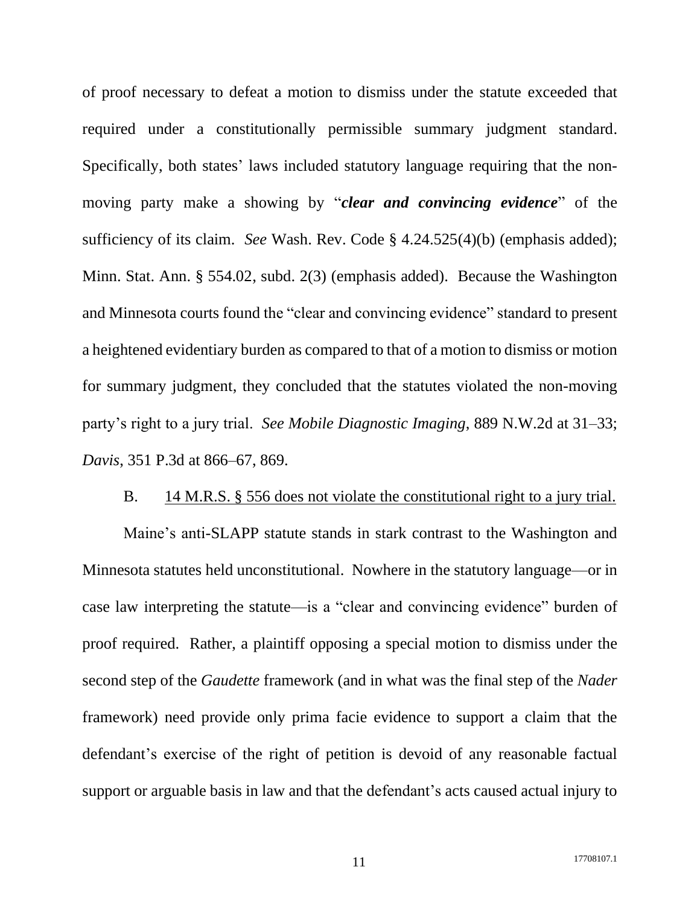of proof necessary to defeat a motion to dismiss under the statute exceeded that required under a constitutionally permissible summary judgment standard. Specifically, both states' laws included statutory language requiring that the non-moving party make a showing by "***clear and convincing evidence***" of the sufficiency of its claim. *See* Wash. Rev. Code § 4.24.525(4)(b) (emphasis added); Minn. Stat. Ann. § 554.02, subd. 2(3) (emphasis added). Because the Washington and Minnesota courts found the "clear and convincing evidence" standard to present a heightened evidentiary burden as compared to that of a motion to dismiss or motion for summary judgment, they concluded that the statutes violated the non-moving party's right to a jury trial. *See Mobile Diagnostic Imaging*, 889 N.W.2d at 31–33; *Davis*, 351 P.3d at 866–67, 869.

B. <u>14 M.R.S. § 556 does not violate the constitutional right to a jury trial.</u>

Maine's anti-SLAPP statute stands in stark contrast to the Washington and Minnesota statutes held unconstitutional. Nowhere in the statutory language—or in case law interpreting the statute—is a "clear and convincing evidence" burden of proof required. Rather, a plaintiff opposing a special motion to dismiss under the second step of the *Gaudette* framework (and in what was the final step of the *Nader* framework) need provide only prima facie evidence to support a claim that the defendant's exercise of the right of petition is devoid of any reasonable factual support or arguable basis in law and that the defendant's acts caused actual injury to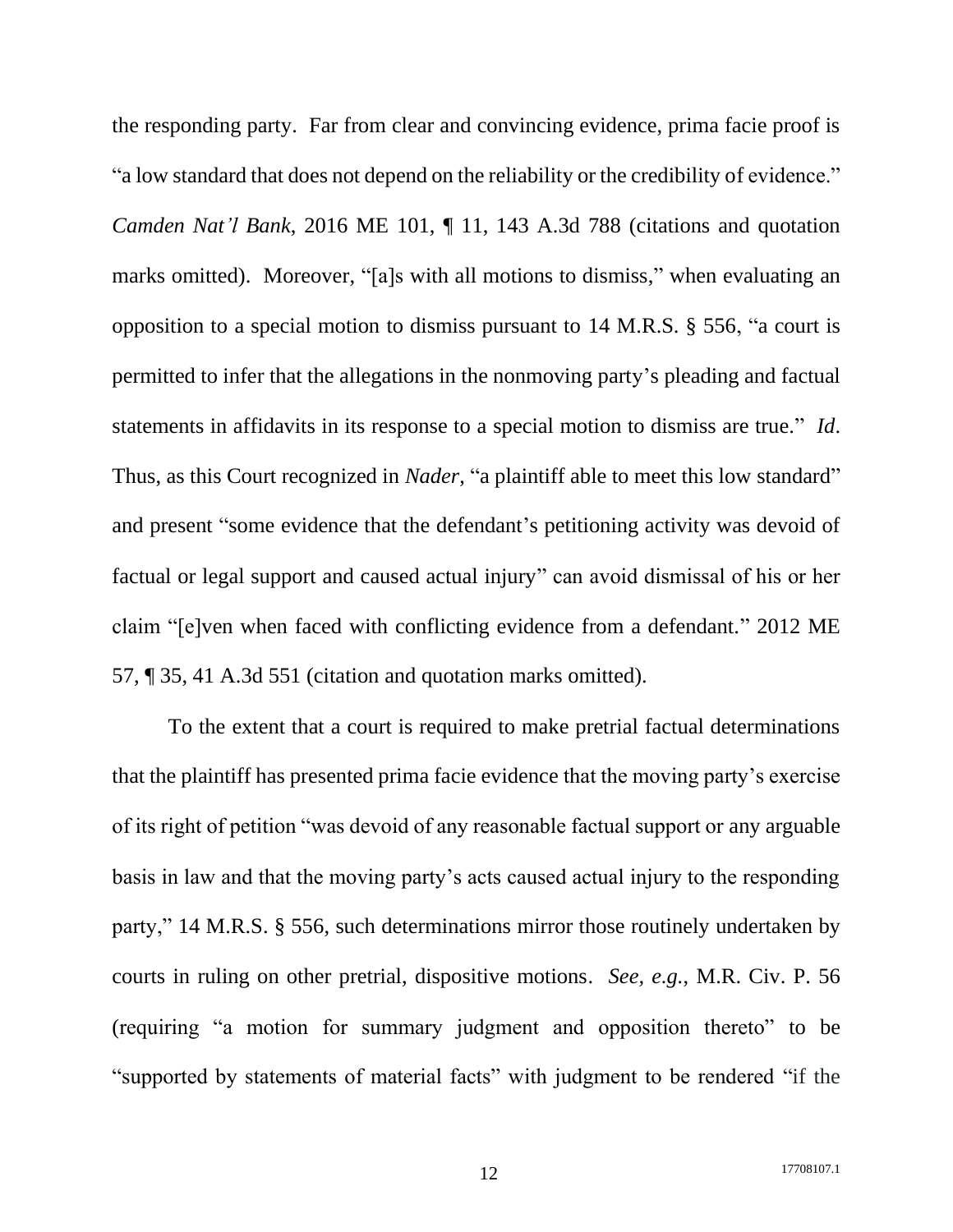the responding party. Far from clear and convincing evidence, prima facie proof is "a low standard that does not depend on the reliability or the credibility of evidence." *Camden Nat'l Bank*, 2016 ME 101, ¶ 11, 143 A.3d 788 (citations and quotation marks omitted). Moreover, "[a]s with all motions to dismiss," when evaluating an opposition to a special motion to dismiss pursuant to 14 M.R.S. § 556, "a court is permitted to infer that the allegations in the nonmoving party's pleading and factual statements in affidavits in its response to a special motion to dismiss are true." *Id*. Thus, as this Court recognized in *Nader*, "a plaintiff able to meet this low standard" and present "some evidence that the defendant's petitioning activity was devoid of factual or legal support and caused actual injury" can avoid dismissal of his or her claim "[e]ven when faced with conflicting evidence from a defendant." 2012 ME 57, ¶ 35, 41 A.3d 551 (citation and quotation marks omitted).

To the extent that a court is required to make pretrial factual determinations that the plaintiff has presented prima facie evidence that the moving party's exercise of its right of petition "was devoid of any reasonable factual support or any arguable basis in law and that the moving party's acts caused actual injury to the responding party," 14 M.R.S. § 556, such determinations mirror those routinely undertaken by courts in ruling on other pretrial, dispositive motions. *See, e.g.*, M.R. Civ. P. 56 (requiring "a motion for summary judgment and opposition thereto" to be "supported by statements of material facts" with judgment to be rendered "if the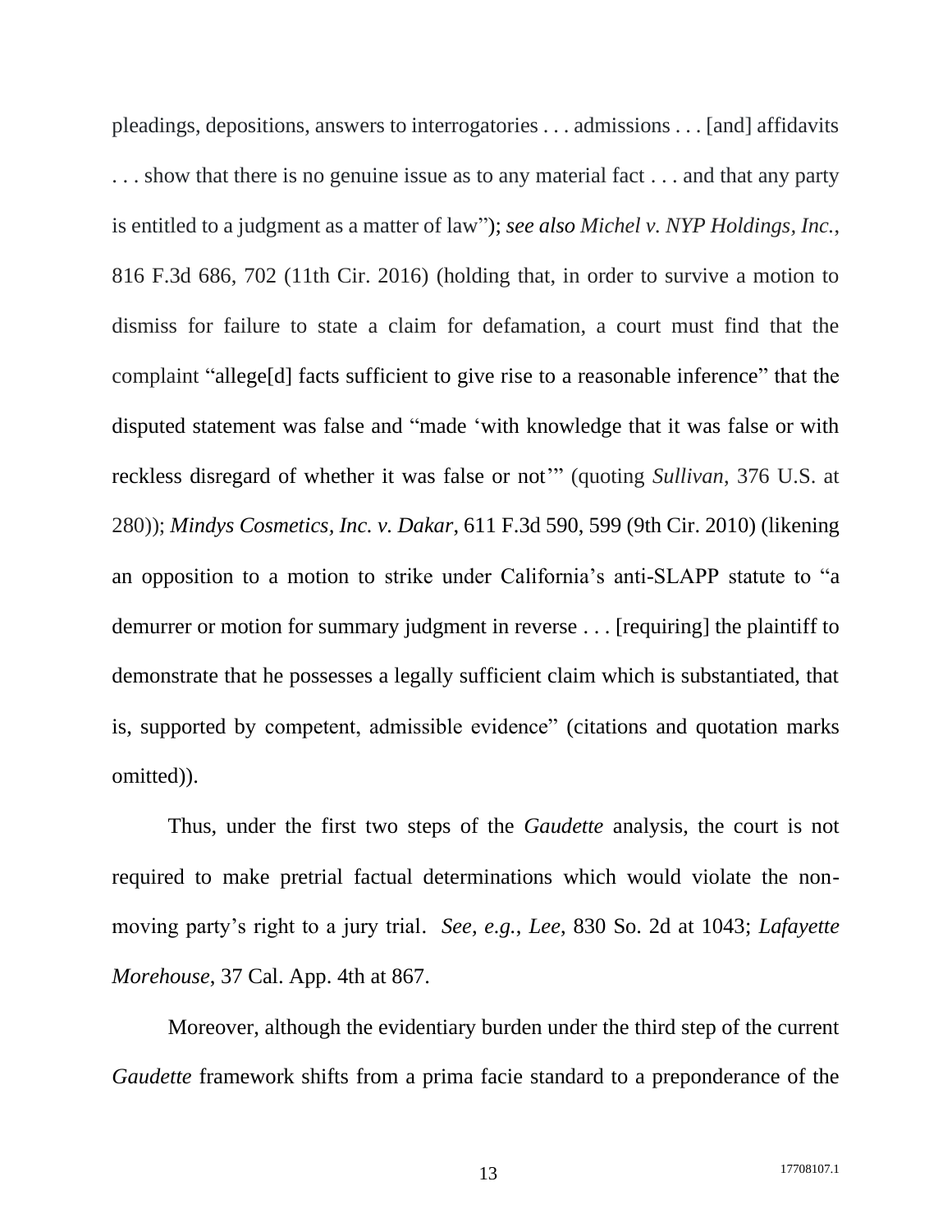pleadings, depositions, answers to interrogatories . . . admissions . . . [and] affidavits . . . show that there is no genuine issue as to any material fact . . . and that any party is entitled to a judgment as a matter of law"); *see also Michel v. NYP Holdings, Inc.*, 816 F.3d 686, 702 (11th Cir. 2016) (holding that, in order to survive a motion to dismiss for failure to state a claim for defamation, a court must find that the complaint "allege[d] facts sufficient to give rise to a reasonable inference" that the disputed statement was false and "made 'with knowledge that it was false or with reckless disregard of whether it was false or not'" (quoting *Sullivan*, 376 U.S. at 280)); *Mindys Cosmetics, Inc. v. Dakar*, 611 F.3d 590, 599 (9th Cir. 2010) (likening an opposition to a motion to strike under California's anti-SLAPP statute to "a demurrer or motion for summary judgment in reverse . . . [requiring] the plaintiff to demonstrate that he possesses a legally sufficient claim which is substantiated, that is, supported by competent, admissible evidence" (citations and quotation marks omitted)).

Thus, under the first two steps of the *Gaudette* analysis, the court is not required to make pretrial factual determinations which would violate the non-moving party's right to a jury trial. *See, e.g.*, *Lee*, 830 So. 2d at 1043; *Lafayette Morehouse*, 37 Cal. App. 4th at 867.

Moreover, although the evidentiary burden under the third step of the current *Gaudette* framework shifts from a prima facie standard to a preponderance of the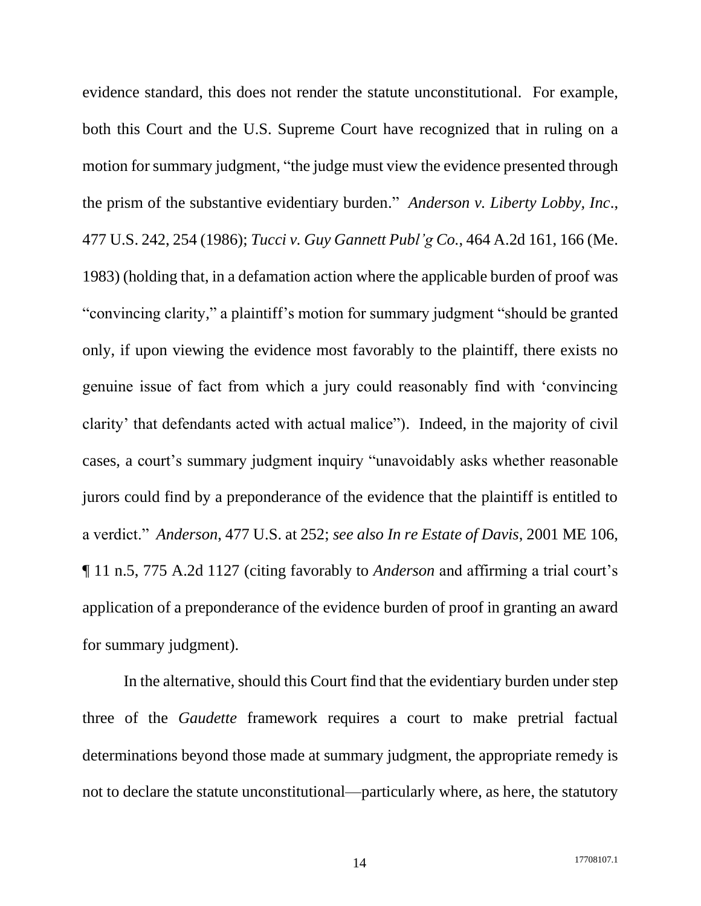evidence standard, this does not render the statute unconstitutional. For example, both this Court and the U.S. Supreme Court have recognized that in ruling on a motion for summary judgment, "the judge must view the evidence presented through the prism of the substantive evidentiary burden." *Anderson v. Liberty Lobby, Inc.*, 477 U.S. 242, 254 (1986); *Tucci v. Guy Gannett Publ'g Co.*, 464 A.2d 161, 166 (Me. 1983) (holding that, in a defamation action where the applicable burden of proof was "convincing clarity," a plaintiff's motion for summary judgment "should be granted only, if upon viewing the evidence most favorably to the plaintiff, there exists no genuine issue of fact from which a jury could reasonably find with 'convincing clarity' that defendants acted with actual malice"). Indeed, in the majority of civil cases, a court's summary judgment inquiry "unavoidably asks whether reasonable jurors could find by a preponderance of the evidence that the plaintiff is entitled to a verdict." *Anderson*, 477 U.S. at 252; *see also In re Estate of Davis*, 2001 ME 106, ¶ 11 n.5, 775 A.2d 1127 (citing favorably to *Anderson* and affirming a trial court's application of a preponderance of the evidence burden of proof in granting an award for summary judgment).

In the alternative, should this Court find that the evidentiary burden under step three of the *Gaudette* framework requires a court to make pretrial factual determinations beyond those made at summary judgment, the appropriate remedy is not to declare the statute unconstitutional—particularly where, as here, the statutory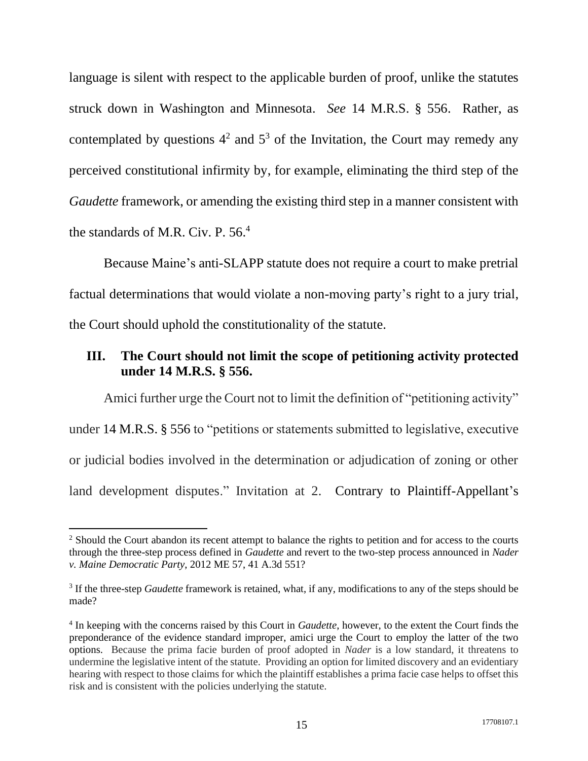language is silent with respect to the applicable burden of proof, unlike the statutes struck down in Washington and Minnesota. *See* 14 M.R.S. § 556. Rather, as contemplated by questions 4[2] and 5[3] of the Invitation, the Court may remedy any perceived constitutional infirmity by, for example, eliminating the third step of the *Gaudette* framework, or amending the existing third step in a manner consistent with the standards of M.R. Civ. P. 56.[4]

Because Maine's anti-SLAPP statute does not require a court to make pretrial factual determinations that would violate a non-moving party's right to a jury trial, the Court should uphold the constitutionality of the statute.

### III. The Court should not limit the scope of petitioning activity protected under 14 M.R.S. § 556.

Amici further urge the Court not to limit the definition of "petitioning activity" under 14 M.R.S. § 556 to "petitions or statements submitted to legislative, executive or judicial bodies involved in the determination or adjudication of zoning or other land development disputes." Invitation at 2. Contrary to Plaintiff-Appellant's

---

[2] Should the Court abandon its recent attempt to balance the rights to petition and for access to the courts through the three-step process defined in *Gaudette* and revert to the two-step process announced in *Nader v. Maine Democratic Party*, 2012 ME 57, 41 A.3d 551?

[3] If the three-step *Gaudette* framework is retained, what, if any, modifications to any of the steps should be made?

[4] In keeping with the concerns raised by this Court in *Gaudette*, however, to the extent the Court finds the preponderance of the evidence standard improper, amici urge the Court to employ the latter of the two options. Because the prima facie burden of proof adopted in *Nader* is a low standard, it threatens to undermine the legislative intent of the statute. Providing an option for limited discovery and an evidentiary hearing with respect to those claims for which the plaintiff establishes a prima facie case helps to offset this risk and is consistent with the policies underlying the statute.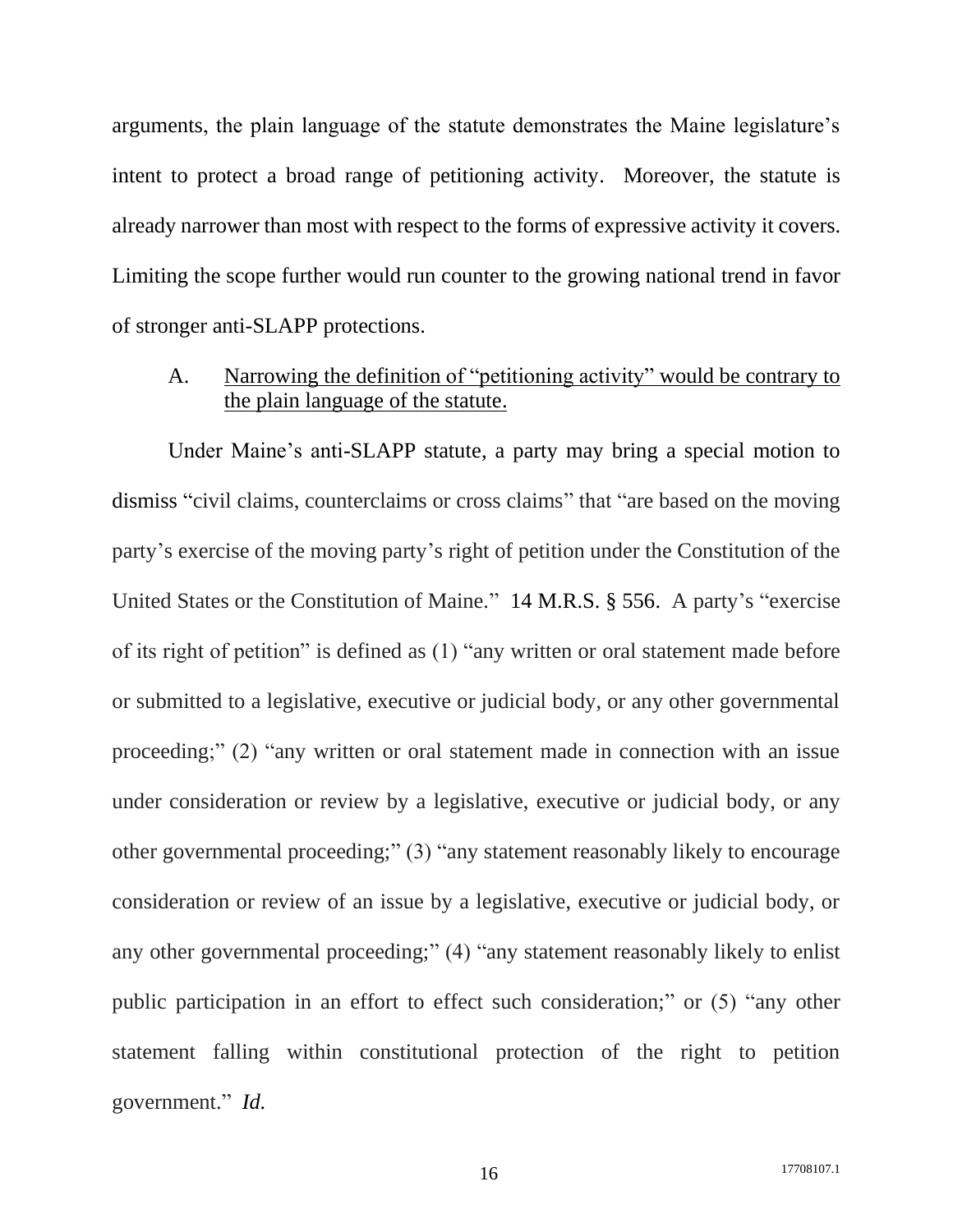arguments, the plain language of the statute demonstrates the Maine legislature's intent to protect a broad range of petitioning activity. Moreover, the statute is already narrower than most with respect to the forms of expressive activity it covers. Limiting the scope further would run counter to the growing national trend in favor of stronger anti-SLAPP protections.

### A. Narrowing the definition of "petitioning activity" would be contrary to the plain language of the statute.

Under Maine's anti-SLAPP statute, a party may bring a special motion to dismiss "civil claims, counterclaims or cross claims" that "are based on the moving party's exercise of the moving party's right of petition under the Constitution of the United States or the Constitution of Maine." 14 M.R.S. § 556. A party's "exercise of its right of petition" is defined as (1) "any written or oral statement made before or submitted to a legislative, executive or judicial body, or any other governmental proceeding;" (2) "any written or oral statement made in connection with an issue under consideration or review by a legislative, executive or judicial body, or any other governmental proceeding;" (3) "any statement reasonably likely to encourage consideration or review of an issue by a legislative, executive or judicial body, or any other governmental proceeding;" (4) "any statement reasonably likely to enlist public participation in an effort to effect such consideration;" or (5) "any other statement falling within constitutional protection of the right to petition government." *Id.*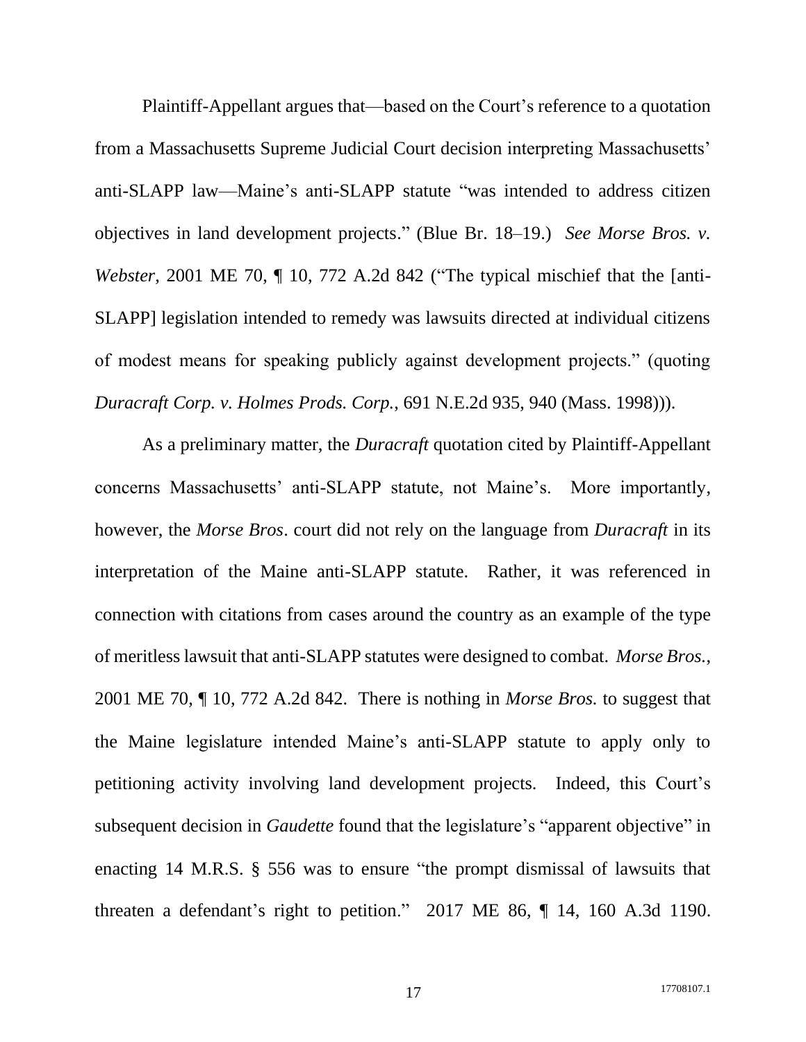Plaintiff-Appellant argues that—based on the Court's reference to a quotation from a Massachusetts Supreme Judicial Court decision interpreting Massachusetts' anti-SLAPP law—Maine's anti-SLAPP statute "was intended to address citizen objectives in land development projects." (Blue Br. 18–19.) *See Morse Bros. v. Webster*, 2001 ME 70, ¶ 10, 772 A.2d 842 ("The typical mischief that the [anti-SLAPP] legislation intended to remedy was lawsuits directed at individual citizens of modest means for speaking publicly against development projects." (quoting *Duracraft Corp. v. Holmes Prods. Corp.*, 691 N.E.2d 935, 940 (Mass. 1998))).

As a preliminary matter, the *Duracraft* quotation cited by Plaintiff-Appellant concerns Massachusetts' anti-SLAPP statute, not Maine's. More importantly, however, the *Morse Bros*. court did not rely on the language from *Duracraft* in its interpretation of the Maine anti-SLAPP statute. Rather, it was referenced in connection with citations from cases around the country as an example of the type of meritless lawsuit that anti-SLAPP statutes were designed to combat. *Morse Bros.*, 2001 ME 70, ¶ 10, 772 A.2d 842. There is nothing in *Morse Bros.* to suggest that the Maine legislature intended Maine's anti-SLAPP statute to apply only to petitioning activity involving land development projects. Indeed, this Court's subsequent decision in *Gaudette* found that the legislature's "apparent objective" in enacting 14 M.R.S. § 556 was to ensure "the prompt dismissal of lawsuits that threaten a defendant's right to petition." 2017 ME 86, ¶ 14, 160 A.3d 1190.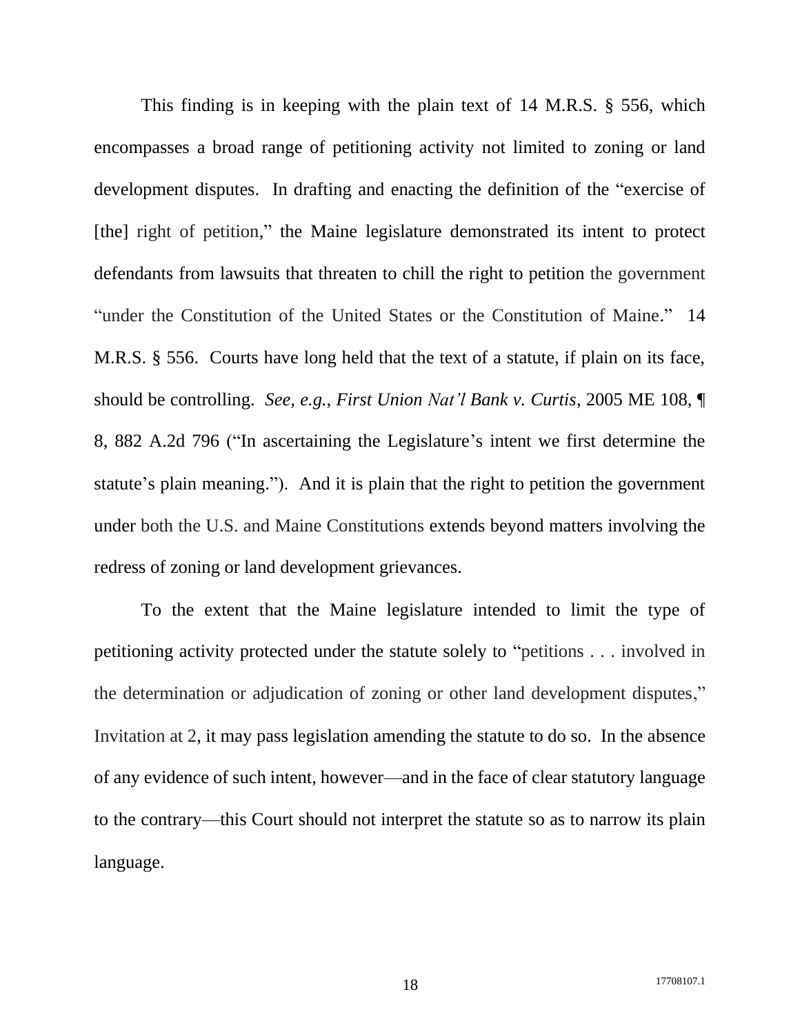This finding is in keeping with the plain text of 14 M.R.S. § 556, which encompasses a broad range of petitioning activity not limited to zoning or land development disputes. In drafting and enacting the definition of the "exercise of [the] right of petition," the Maine legislature demonstrated its intent to protect defendants from lawsuits that threaten to chill the right to petition the government "under the Constitution of the United States or the Constitution of Maine." 14 M.R.S. § 556. Courts have long held that the text of a statute, if plain on its face, should be controlling. *See, e.g.*, *First Union Nat'l Bank v. Curtis*, 2005 ME 108, ¶ 8, 882 A.2d 796 ("In ascertaining the Legislature's intent we first determine the statute's plain meaning."). And it is plain that the right to petition the government under both the U.S. and Maine Constitutions extends beyond matters involving the redress of zoning or land development grievances.

To the extent that the Maine legislature intended to limit the type of petitioning activity protected under the statute solely to "petitions . . . involved in the determination or adjudication of zoning or other land development disputes," Invitation at 2, it may pass legislation amending the statute to do so. In the absence of any evidence of such intent, however—and in the face of clear statutory language to the contrary—this Court should not interpret the statute so as to narrow its plain language.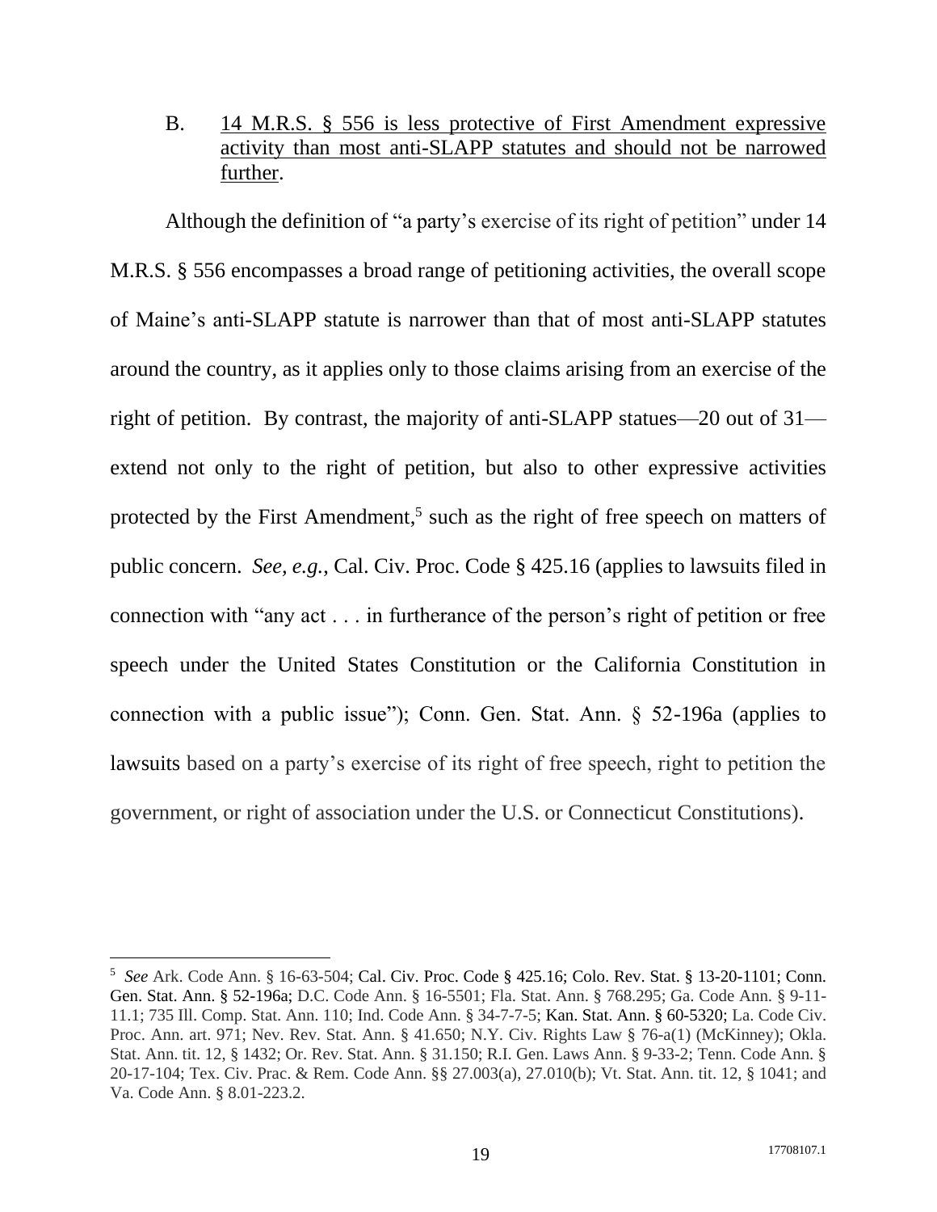B. <u>14 M.R.S. § 556 is less protective of First Amendment expressive activity than most anti-SLAPP statutes and should not be narrowed further</u>.

Although the definition of "a party's exercise of its right of petition" under 14 M.R.S. § 556 encompasses a broad range of petitioning activities, the overall scope of Maine's anti-SLAPP statute is narrower than that of most anti-SLAPP statutes around the country, as it applies only to those claims arising from an exercise of the right of petition. By contrast, the majority of anti-SLAPP statues—20 out of 31—extend not only to the right of petition, but also to other expressive activities protected by the First Amendment,[5] such as the right of free speech on matters of public concern. *See, e.g.*, Cal. Civ. Proc. Code § 425.16 (applies to lawsuits filed in connection with "any act . . . in furtherance of the person's right of petition or free speech under the United States Constitution or the California Constitution in connection with a public issue"); Conn. Gen. Stat. Ann. § 52-196a (applies to lawsuits based on a party's exercise of its right of free speech, right to petition the government, or right of association under the U.S. or Connecticut Constitutions).

---

[5] *See* Ark. Code Ann. § 16-63-504; Cal. Civ. Proc. Code § 425.16; Colo. Rev. Stat. § 13-20-1101; Conn. Gen. Stat. Ann. § 52-196a; D.C. Code Ann. § 16-5501; Fla. Stat. Ann. § 768.295; Ga. Code Ann. § 9-11-11.1; 735 Ill. Comp. Stat. Ann. 110; Ind. Code Ann. § 34-7-7-5; Kan. Stat. Ann. § 60-5320; La. Code Civ. Proc. Ann. art. 971; Nev. Rev. Stat. Ann. § 41.650; N.Y. Civ. Rights Law § 76-a(1) (McKinney); Okla. Stat. Ann. tit. 12, § 1432; Or. Rev. Stat. Ann. § 31.150; R.I. Gen. Laws Ann. § 9-33-2; Tenn. Code Ann. § 20-17-104; Tex. Civ. Prac. & Rem. Code Ann. §§ 27.003(a), 27.010(b); Vt. Stat. Ann. tit. 12, § 1041; and Va. Code Ann. § 8.01-223.2.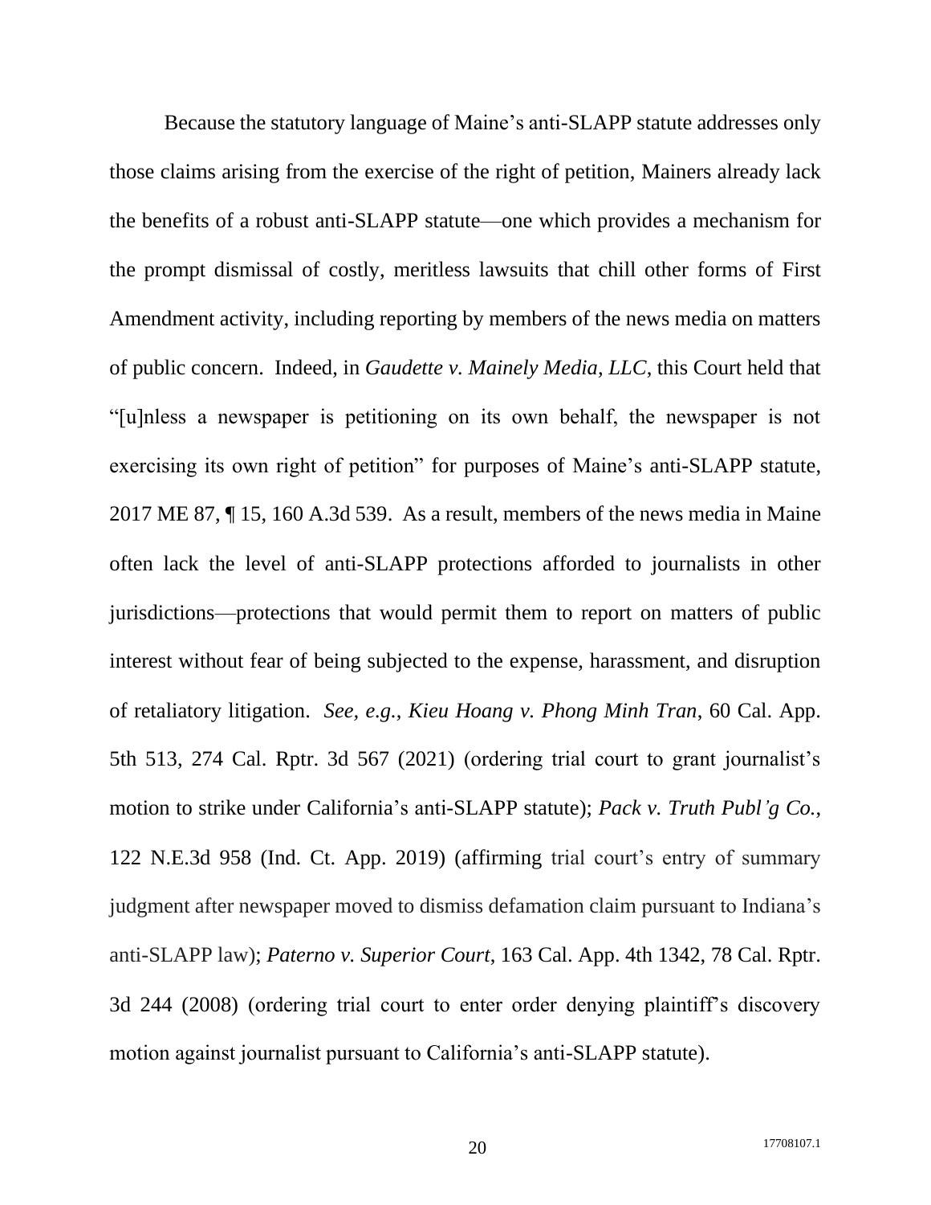Because the statutory language of Maine's anti-SLAPP statute addresses only those claims arising from the exercise of the right of petition, Mainers already lack the benefits of a robust anti-SLAPP statute—one which provides a mechanism for the prompt dismissal of costly, meritless lawsuits that chill other forms of First Amendment activity, including reporting by members of the news media on matters of public concern. Indeed, in *Gaudette v. Mainely Media, LLC*, this Court held that "[u]nless a newspaper is petitioning on its own behalf, the newspaper is not exercising its own right of petition" for purposes of Maine's anti-SLAPP statute, 2017 ME 87, ¶ 15, 160 A.3d 539. As a result, members of the news media in Maine often lack the level of anti-SLAPP protections afforded to journalists in other jurisdictions—protections that would permit them to report on matters of public interest without fear of being subjected to the expense, harassment, and disruption of retaliatory litigation. *See, e.g.*, *Kieu Hoang v. Phong Minh Tran*, 60 Cal. App. 5th 513, 274 Cal. Rptr. 3d 567 (2021) (ordering trial court to grant journalist's motion to strike under California's anti-SLAPP statute); *Pack v. Truth Publ'g Co.*, 122 N.E.3d 958 (Ind. Ct. App. 2019) (affirming trial court's entry of summary judgment after newspaper moved to dismiss defamation claim pursuant to Indiana's anti-SLAPP law); *Paterno v. Superior Court*, 163 Cal. App. 4th 1342, 78 Cal. Rptr. 3d 244 (2008) (ordering trial court to enter order denying plaintiff's discovery motion against journalist pursuant to California's anti-SLAPP statute).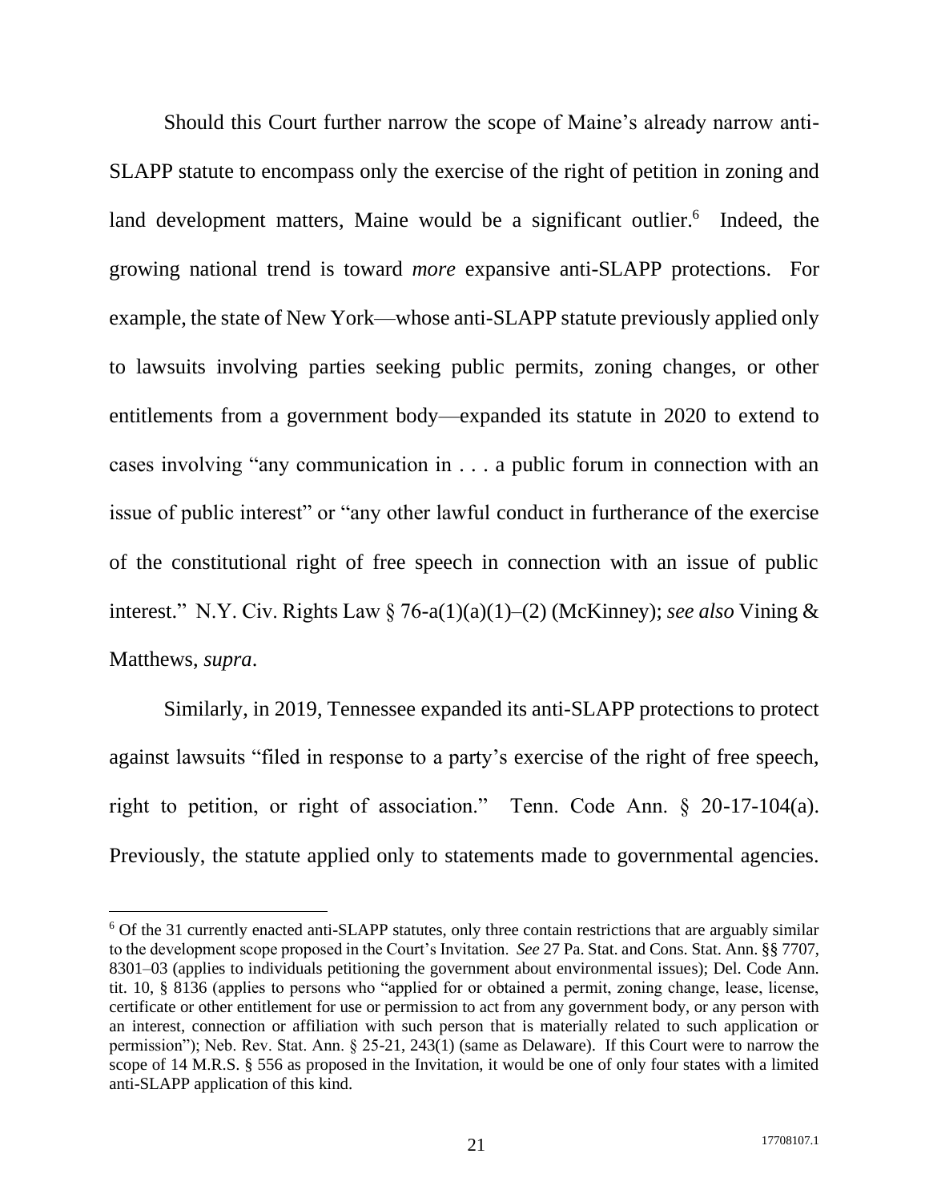Should this Court further narrow the scope of Maine's already narrow anti-SLAPP statute to encompass only the exercise of the right of petition in zoning and land development matters, Maine would be a significant outlier.[6] Indeed, the growing national trend is toward *more* expansive anti-SLAPP protections. For example, the state of New York—whose anti-SLAPP statute previously applied only to lawsuits involving parties seeking public permits, zoning changes, or other entitlements from a government body—expanded its statute in 2020 to extend to cases involving "any communication in . . . a public forum in connection with an issue of public interest" or "any other lawful conduct in furtherance of the exercise of the constitutional right of free speech in connection with an issue of public interest." N.Y. Civ. Rights Law § 76-a(1)(a)(1)–(2) (McKinney); *see also* Vining & Matthews, *supra*.

Similarly, in 2019, Tennessee expanded its anti-SLAPP protections to protect against lawsuits "filed in response to a party's exercise of the right of free speech, right to petition, or right of association." Tenn. Code Ann. § 20-17-104(a). Previously, the statute applied only to statements made to governmental agencies.

---

[6] Of the 31 currently enacted anti-SLAPP statutes, only three contain restrictions that are arguably similar to the development scope proposed in the Court's Invitation. *See* 27 Pa. Stat. and Cons. Stat. Ann. §§ 7707, 8301–03 (applies to individuals petitioning the government about environmental issues); Del. Code Ann. tit. 10, § 8136 (applies to persons who "applied for or obtained a permit, zoning change, lease, license, certificate or other entitlement for use or permission to act from any government body, or any person with an interest, connection or affiliation with such person that is materially related to such application or permission"); Neb. Rev. Stat. Ann. § 25-21, 243(1) (same as Delaware). If this Court were to narrow the scope of 14 M.R.S. § 556 as proposed in the Invitation, it would be one of only four states with a limited anti-SLAPP application of this kind.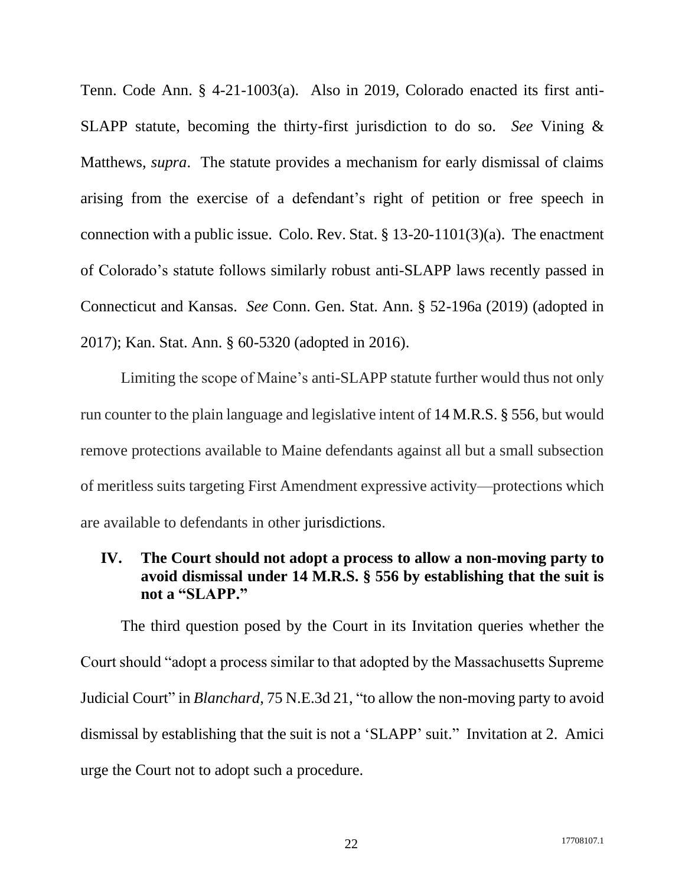Tenn. Code Ann. § 4-21-1003(a). Also in 2019, Colorado enacted its first anti-SLAPP statute, becoming the thirty-first jurisdiction to do so. *See* Vining & Matthews, *supra*. The statute provides a mechanism for early dismissal of claims arising from the exercise of a defendant's right of petition or free speech in connection with a public issue. Colo. Rev. Stat. § 13-20-1101(3)(a). The enactment of Colorado's statute follows similarly robust anti-SLAPP laws recently passed in Connecticut and Kansas. *See* Conn. Gen. Stat. Ann. § 52-196a (2019) (adopted in 2017); Kan. Stat. Ann. § 60-5320 (adopted in 2016).

Limiting the scope of Maine's anti-SLAPP statute further would thus not only run counter to the plain language and legislative intent of 14 M.R.S. § 556, but would remove protections available to Maine defendants against all but a small subsection of meritless suits targeting First Amendment expressive activity—protections which are available to defendants in other jurisdictions.

## IV. The Court should not adopt a process to allow a non-moving party to avoid dismissal under 14 M.R.S. § 556 by establishing that the suit is not a "SLAPP."

The third question posed by the Court in its Invitation queries whether the Court should "adopt a process similar to that adopted by the Massachusetts Supreme Judicial Court" in *Blanchard*, 75 N.E.3d 21, "to allow the non-moving party to avoid dismissal by establishing that the suit is not a 'SLAPP' suit." Invitation at 2. Amici urge the Court not to adopt such a procedure.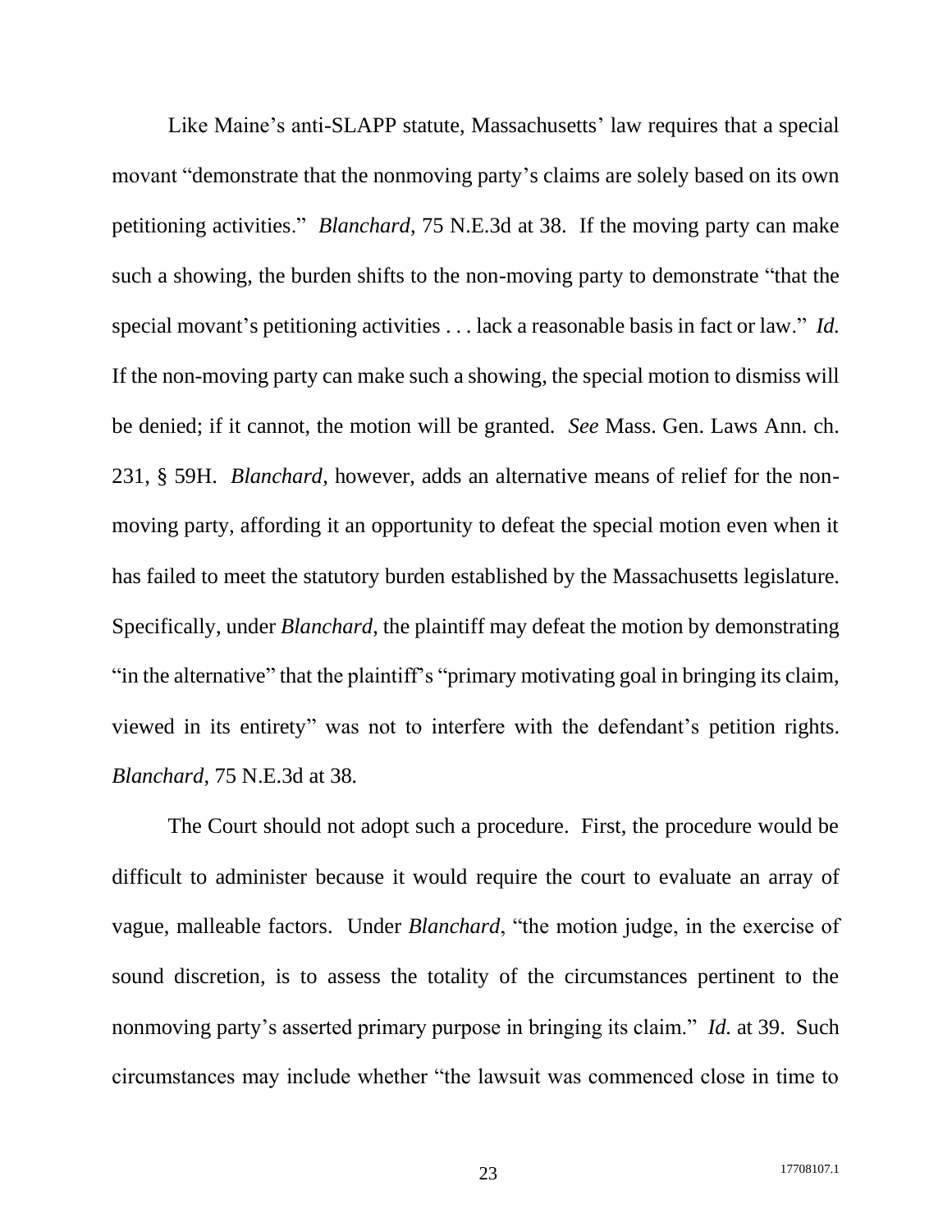Like Maine's anti-SLAPP statute, Massachusetts' law requires that a special movant "demonstrate that the nonmoving party's claims are solely based on its own petitioning activities." *Blanchard*, 75 N.E.3d at 38. If the moving party can make such a showing, the burden shifts to the non-moving party to demonstrate "that the special movant's petitioning activities . . . lack a reasonable basis in fact or law." *Id.* If the non-moving party can make such a showing, the special motion to dismiss will be denied; if it cannot, the motion will be granted. *See* Mass. Gen. Laws Ann. ch. 231, § 59H. *Blanchard*, however, adds an alternative means of relief for the non-moving party, affording it an opportunity to defeat the special motion even when it has failed to meet the statutory burden established by the Massachusetts legislature. Specifically, under *Blanchard*, the plaintiff may defeat the motion by demonstrating "in the alternative" that the plaintiff's "primary motivating goal in bringing its claim, viewed in its entirety" was not to interfere with the defendant's petition rights. *Blanchard*, 75 N.E.3d at 38.

The Court should not adopt such a procedure. First, the procedure would be difficult to administer because it would require the court to evaluate an array of vague, malleable factors. Under *Blanchard*, "the motion judge, in the exercise of sound discretion, is to assess the totality of the circumstances pertinent to the nonmoving party's asserted primary purpose in bringing its claim." *Id.* at 39. Such circumstances may include whether "the lawsuit was commenced close in time to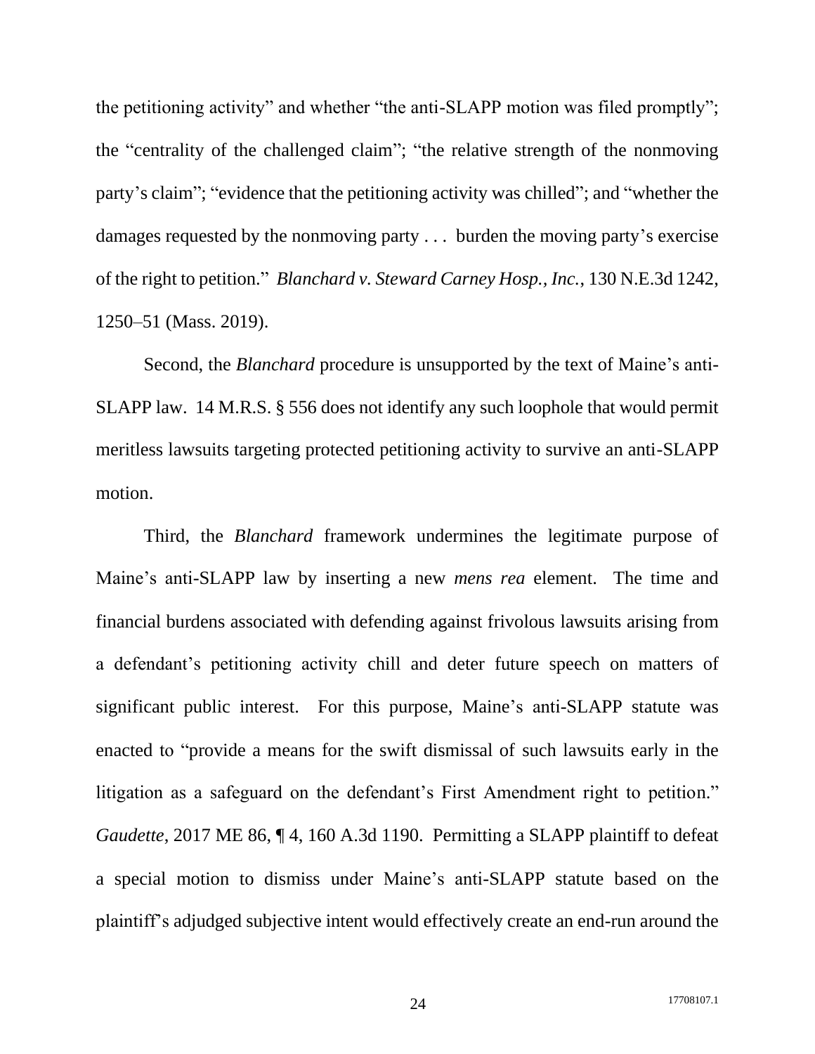the petitioning activity" and whether "the anti-SLAPP motion was filed promptly"; the "centrality of the challenged claim"; "the relative strength of the nonmoving party's claim"; "evidence that the petitioning activity was chilled"; and "whether the damages requested by the nonmoving party . . . burden the moving party's exercise of the right to petition." *Blanchard v. Steward Carney Hosp., Inc.*, 130 N.E.3d 1242, 1250–51 (Mass. 2019).

Second, the *Blanchard* procedure is unsupported by the text of Maine's anti-SLAPP law. 14 M.R.S. § 556 does not identify any such loophole that would permit meritless lawsuits targeting protected petitioning activity to survive an anti-SLAPP motion.

Third, the *Blanchard* framework undermines the legitimate purpose of Maine's anti-SLAPP law by inserting a new *mens rea* element. The time and financial burdens associated with defending against frivolous lawsuits arising from a defendant's petitioning activity chill and deter future speech on matters of significant public interest. For this purpose, Maine's anti-SLAPP statute was enacted to "provide a means for the swift dismissal of such lawsuits early in the litigation as a safeguard on the defendant's First Amendment right to petition." *Gaudette*, 2017 ME 86, ¶ 4, 160 A.3d 1190. Permitting a SLAPP plaintiff to defeat a special motion to dismiss under Maine's anti-SLAPP statute based on the plaintiff's adjudged subjective intent would effectively create an end-run around the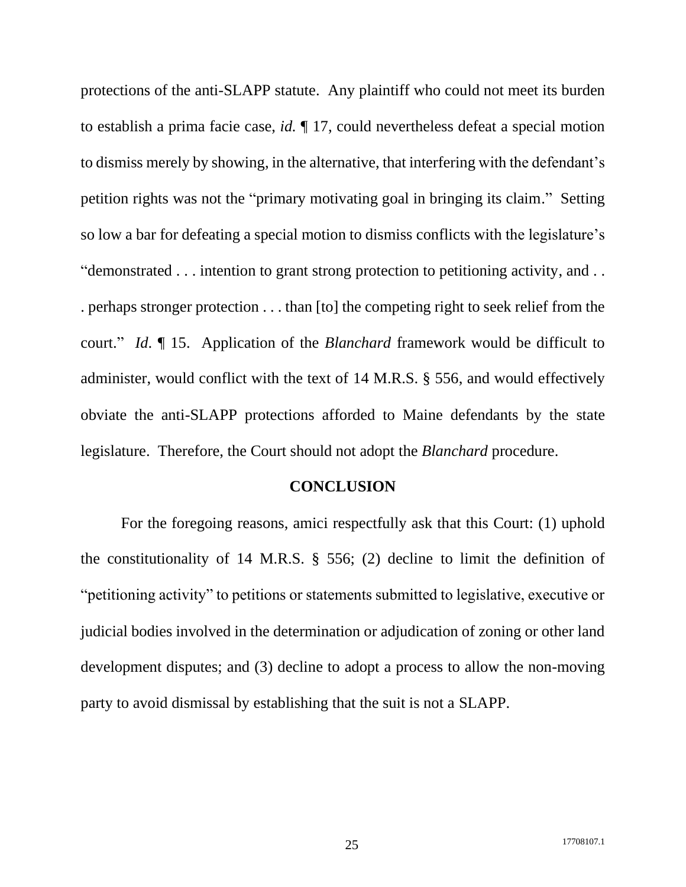protections of the anti-SLAPP statute. Any plaintiff who could not meet its burden to establish a prima facie case, *id.* ¶ 17, could nevertheless defeat a special motion to dismiss merely by showing, in the alternative, that interfering with the defendant's petition rights was not the "primary motivating goal in bringing its claim." Setting so low a bar for defeating a special motion to dismiss conflicts with the legislature's "demonstrated . . . intention to grant strong protection to petitioning activity, and . . . perhaps stronger protection . . . than [to] the competing right to seek relief from the court." *Id*. ¶ 15. Application of the *Blanchard* framework would be difficult to administer, would conflict with the text of 14 M.R.S. § 556, and would effectively obviate the anti-SLAPP protections afforded to Maine defendants by the state legislature. Therefore, the Court should not adopt the *Blanchard* procedure.

## CONCLUSION

For the foregoing reasons, amici respectfully ask that this Court: (1) uphold the constitutionality of 14 M.R.S. § 556; (2) decline to limit the definition of "petitioning activity" to petitions or statements submitted to legislative, executive or judicial bodies involved in the determination or adjudication of zoning or other land development disputes; and (3) decline to adopt a process to allow the non-moving party to avoid dismissal by establishing that the suit is not a SLAPP.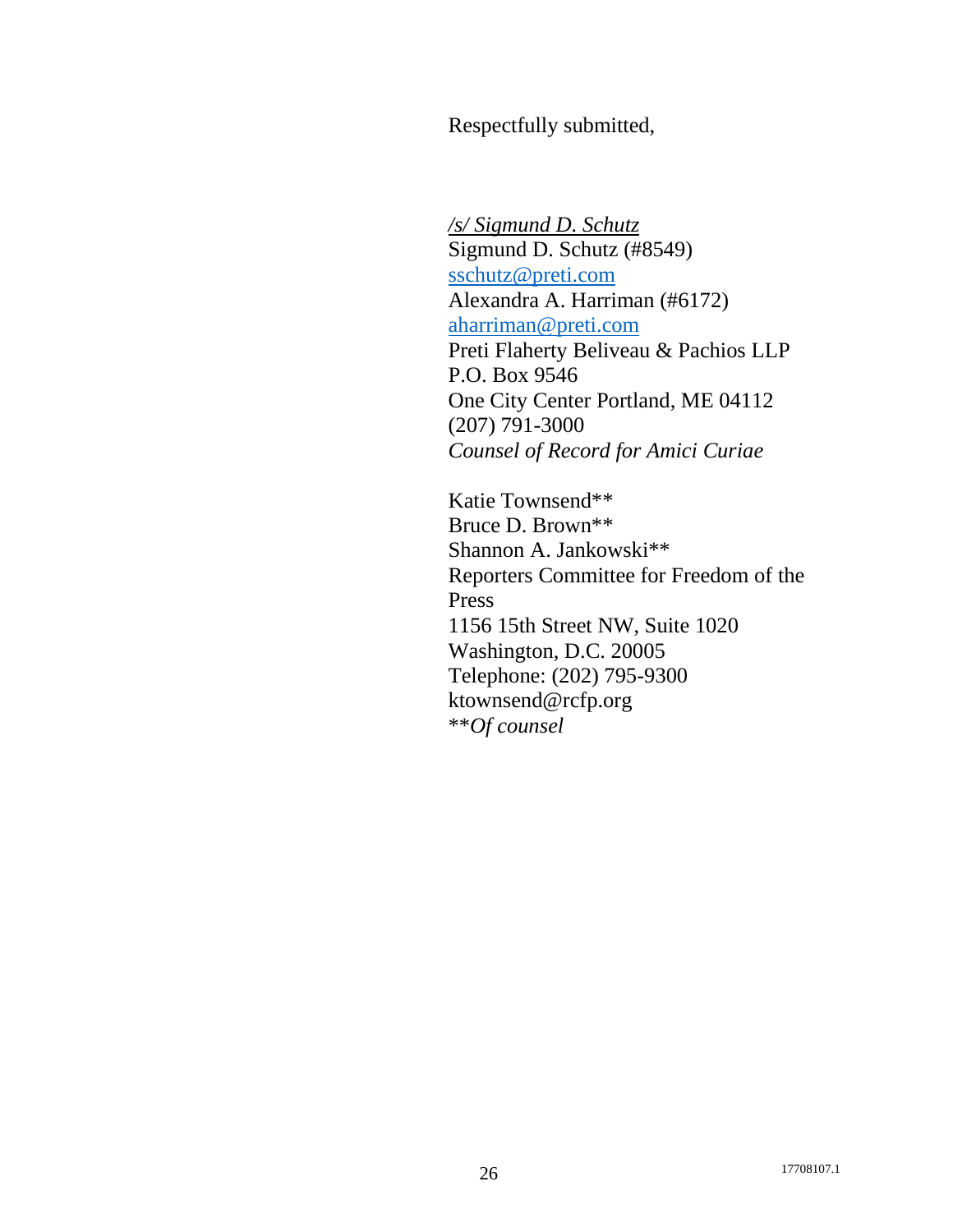Respectfully submitted,

*/s/ Sigmund D. Schutz*
Sigmund D. Schutz (#8549)
sschutz@preti.com
Alexandra A. Harriman (#6172)
aharriman@preti.com
Preti Flaherty Beliveau & Pachios LLP
P.O. Box 9546
One City Center Portland, ME 04112
(207) 791-3000
*Counsel of Record for Amici Curiae*

Katie Townsend**
Bruce D. Brown**
Shannon A. Jankowski**
Reporters Committee for Freedom of the Press
1156 15th Street NW, Suite 1020
Washington, D.C. 20005
Telephone: (202) 795-9300
ktownsend@rcfp.org
***Of counsel*

17708107.1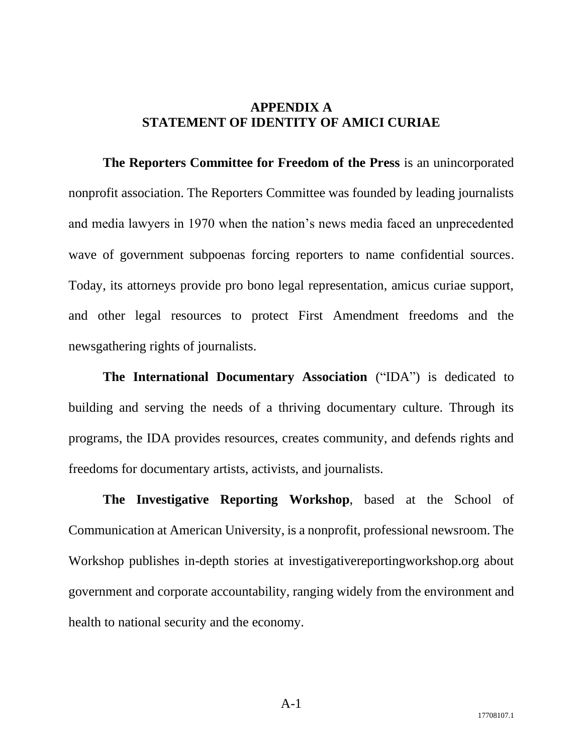## APPENDIX A
## STATEMENT OF IDENTITY OF AMICI CURIAE

**The Reporters Committee for Freedom of the Press** is an unincorporated nonprofit association. The Reporters Committee was founded by leading journalists and media lawyers in 1970 when the nation's news media faced an unprecedented wave of government subpoenas forcing reporters to name confidential sources. Today, its attorneys provide pro bono legal representation, amicus curiae support, and other legal resources to protect First Amendment freedoms and the newsgathering rights of journalists.

**The International Documentary Association** ("IDA") is dedicated to building and serving the needs of a thriving documentary culture. Through its programs, the IDA provides resources, creates community, and defends rights and freedoms for documentary artists, activists, and journalists.

**The Investigative Reporting Workshop**, based at the School of Communication at American University, is a nonprofit, professional newsroom. The Workshop publishes in-depth stories at investigativereportingworkshop.org about government and corporate accountability, ranging widely from the environment and health to national security and the economy.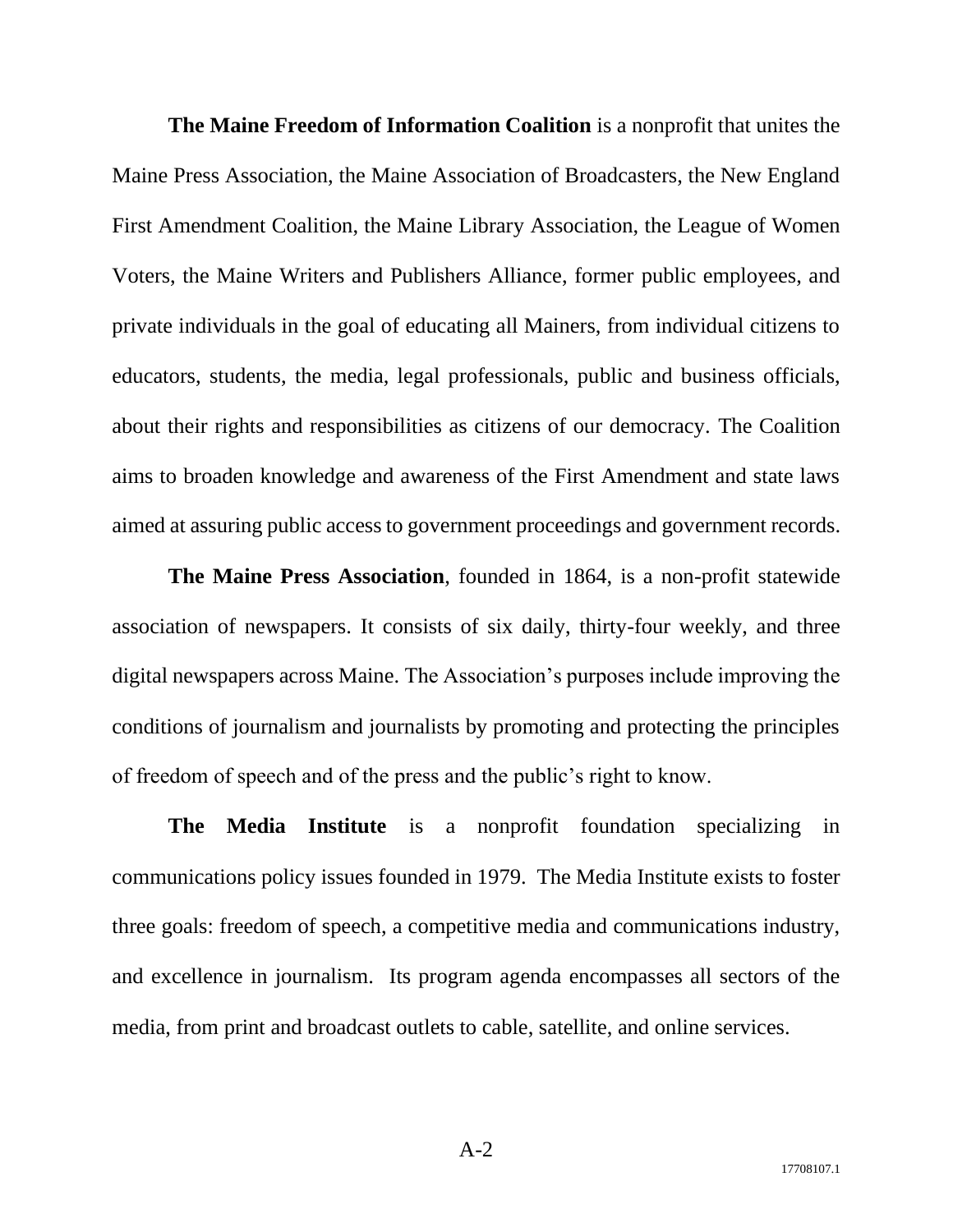**The Maine Freedom of Information Coalition** is a nonprofit that unites the Maine Press Association, the Maine Association of Broadcasters, the New England First Amendment Coalition, the Maine Library Association, the League of Women Voters, the Maine Writers and Publishers Alliance, former public employees, and private individuals in the goal of educating all Mainers, from individual citizens to educators, students, the media, legal professionals, public and business officials, about their rights and responsibilities as citizens of our democracy. The Coalition aims to broaden knowledge and awareness of the First Amendment and state laws aimed at assuring public access to government proceedings and government records.

**The Maine Press Association**, founded in 1864, is a non-profit statewide association of newspapers. It consists of six daily, thirty-four weekly, and three digital newspapers across Maine. The Association's purposes include improving the conditions of journalism and journalists by promoting and protecting the principles of freedom of speech and of the press and the public's right to know.

**The Media Institute** is a nonprofit foundation specializing in communications policy issues founded in 1979. The Media Institute exists to foster three goals: freedom of speech, a competitive media and communications industry, and excellence in journalism. Its program agenda encompasses all sectors of the media, from print and broadcast outlets to cable, satellite, and online services.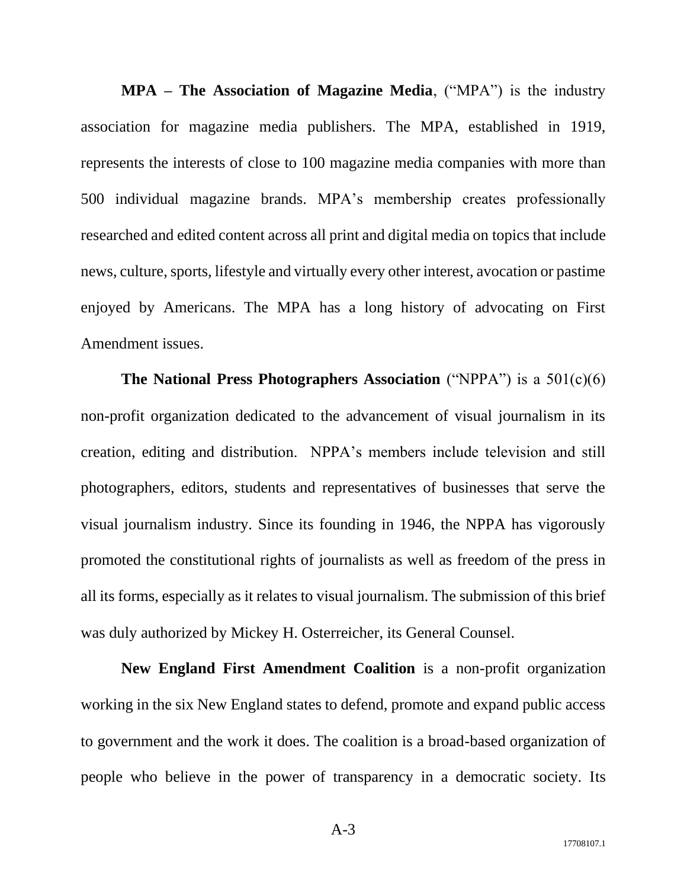**MPA – The Association of Magazine Media**, ("MPA") is the industry association for magazine media publishers. The MPA, established in 1919, represents the interests of close to 100 magazine media companies with more than 500 individual magazine brands. MPA's membership creates professionally researched and edited content across all print and digital media on topics that include news, culture, sports, lifestyle and virtually every other interest, avocation or pastime enjoyed by Americans. The MPA has a long history of advocating on First Amendment issues.

**The National Press Photographers Association** ("NPPA") is a 501(c)(6) non-profit organization dedicated to the advancement of visual journalism in its creation, editing and distribution. NPPA's members include television and still photographers, editors, students and representatives of businesses that serve the visual journalism industry. Since its founding in 1946, the NPPA has vigorously promoted the constitutional rights of journalists as well as freedom of the press in all its forms, especially as it relates to visual journalism. The submission of this brief was duly authorized by Mickey H. Osterreicher, its General Counsel.

**New England First Amendment Coalition** is a non-profit organization working in the six New England states to defend, promote and expand public access to government and the work it does. The coalition is a broad-based organization of people who believe in the power of transparency in a democratic society. Its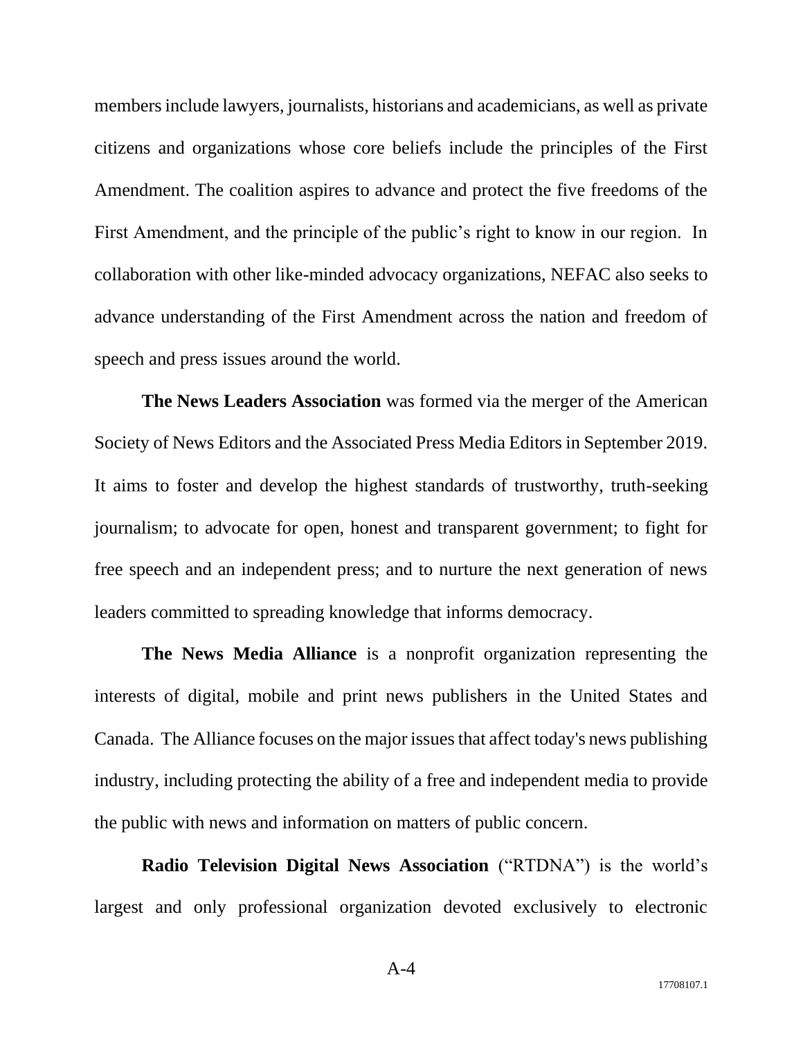members include lawyers, journalists, historians and academicians, as well as private citizens and organizations whose core beliefs include the principles of the First Amendment. The coalition aspires to advance and protect the five freedoms of the First Amendment, and the principle of the public's right to know in our region. In collaboration with other like-minded advocacy organizations, NEFAC also seeks to advance understanding of the First Amendment across the nation and freedom of speech and press issues around the world.

**The News Leaders Association** was formed via the merger of the American Society of News Editors and the Associated Press Media Editors in September 2019. It aims to foster and develop the highest standards of trustworthy, truth-seeking journalism; to advocate for open, honest and transparent government; to fight for free speech and an independent press; and to nurture the next generation of news leaders committed to spreading knowledge that informs democracy.

**The News Media Alliance** is a nonprofit organization representing the interests of digital, mobile and print news publishers in the United States and Canada. The Alliance focuses on the major issues that affect today's news publishing industry, including protecting the ability of a free and independent media to provide the public with news and information on matters of public concern.

**Radio Television Digital News Association** ("RTDNA") is the world's largest and only professional organization devoted exclusively to electronic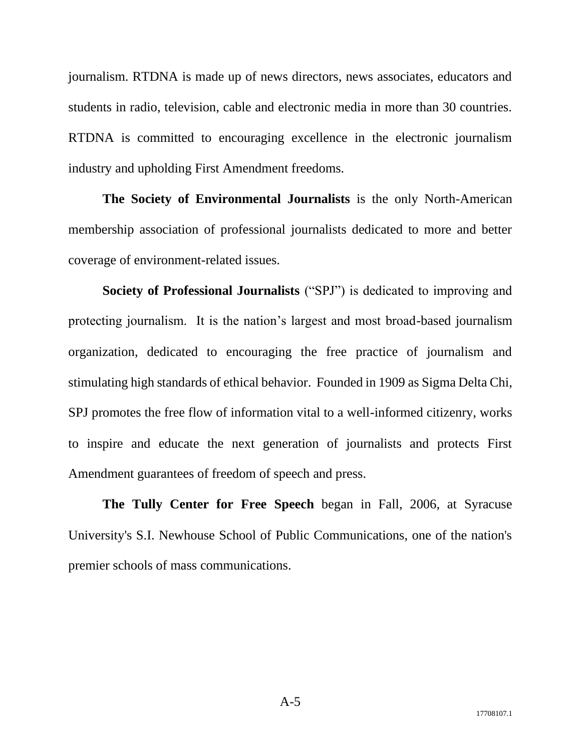journalism. RTDNA is made up of news directors, news associates, educators and students in radio, television, cable and electronic media in more than 30 countries. RTDNA is committed to encouraging excellence in the electronic journalism industry and upholding First Amendment freedoms.

**The Society of Environmental Journalists** is the only North-American membership association of professional journalists dedicated to more and better coverage of environment-related issues.

**Society of Professional Journalists** ("SPJ") is dedicated to improving and protecting journalism. It is the nation's largest and most broad-based journalism organization, dedicated to encouraging the free practice of journalism and stimulating high standards of ethical behavior. Founded in 1909 as Sigma Delta Chi, SPJ promotes the free flow of information vital to a well-informed citizenry, works to inspire and educate the next generation of journalists and protects First Amendment guarantees of freedom of speech and press.

**The Tully Center for Free Speech** began in Fall, 2006, at Syracuse University's S.I. Newhouse School of Public Communications, one of the nation's premier schools of mass communications.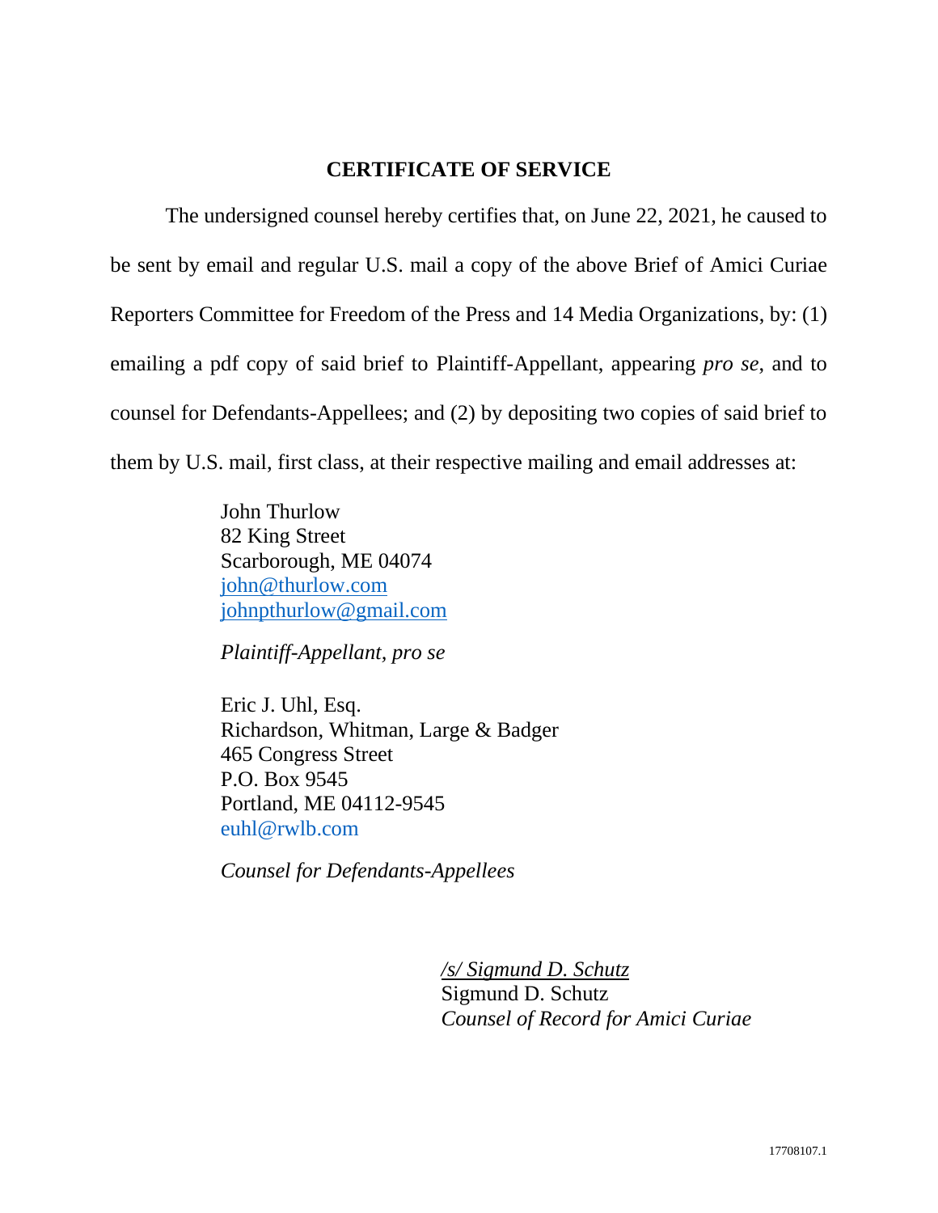## CERTIFICATE OF SERVICE

The undersigned counsel hereby certifies that, on June 22, 2021, he caused to be sent by email and regular U.S. mail a copy of the above Brief of Amici Curiae Reporters Committee for Freedom of the Press and 14 Media Organizations, by: (1) emailing a pdf copy of said brief to Plaintiff-Appellant, appearing *pro se*, and to counsel for Defendants-Appellees; and (2) by depositing two copies of said brief to them by U.S. mail, first class, at their respective mailing and email addresses at:

John Thurlow  
82 King Street  
Scarborough, ME 04074  
john@thurlow.com  
johnpthurlow@gmail.com

*Plaintiff-Appellant, pro se*

Eric J. Uhl, Esq.  
Richardson, Whitman, Large & Badger  
465 Congress Street  
P.O. Box 9545  
Portland, ME 04112-9545  
euhl@rwlb.com

*Counsel for Defendants-Appellees*

*/s/ Sigmund D. Schutz*  
Sigmund D. Schutz  
*Counsel of Record for Amici Curiae*

17708107.1